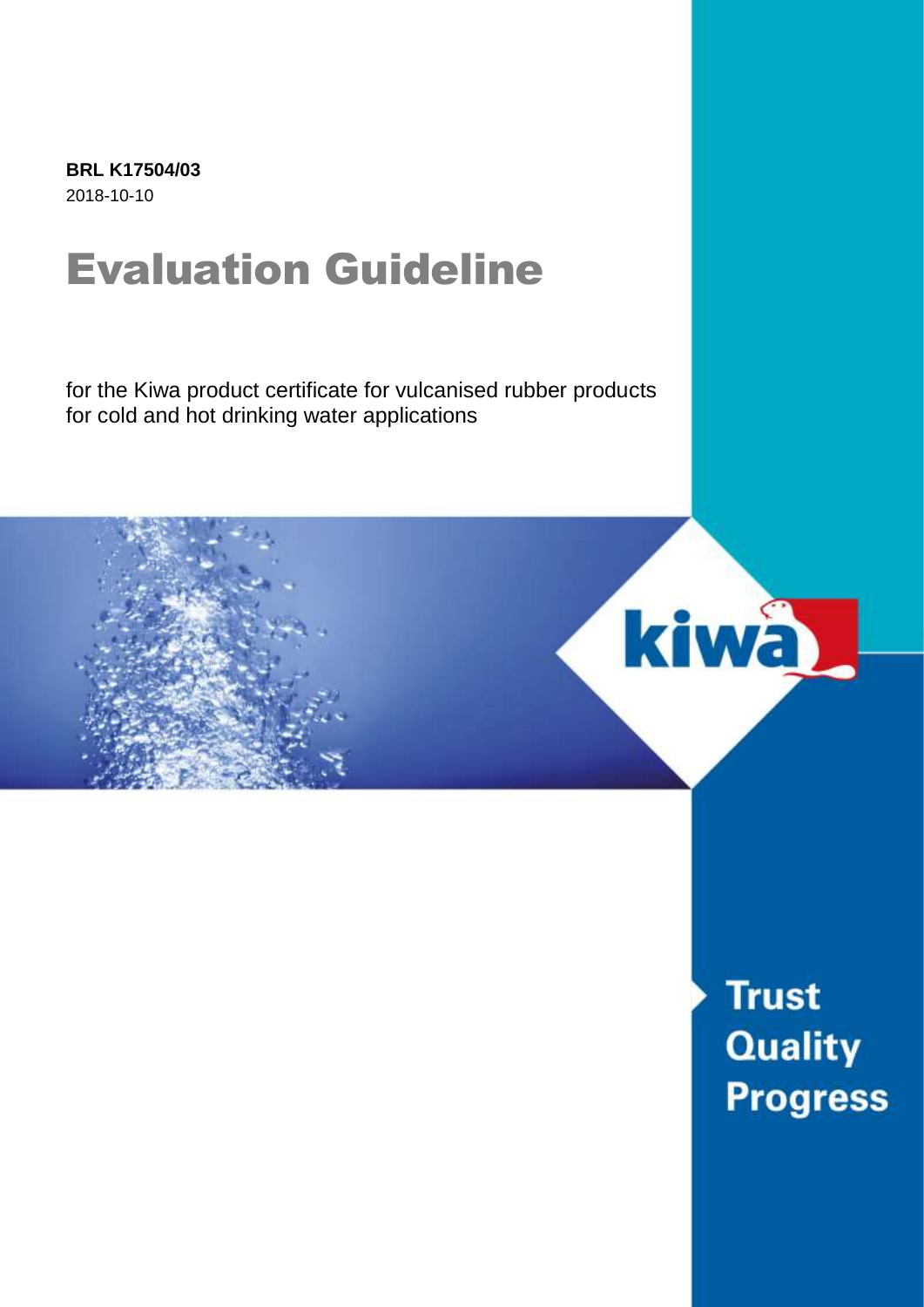**BRL K17504/03**
2018-10-10

# Evaluation Guideline

for the Kiwa product certificate for vulcanised rubber products for cold and hot drinking water applications

Trust
Quality
Progress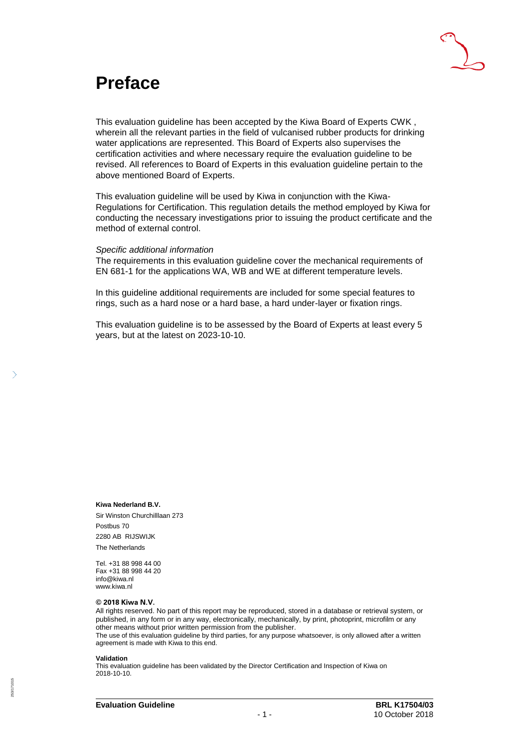# Preface

This evaluation guideline has been accepted by the Kiwa Board of Experts CWK , wherein all the relevant parties in the field of vulcanised rubber products for drinking water applications are represented. This Board of Experts also supervises the certification activities and where necessary require the evaluation guideline to be revised. All references to Board of Experts in this evaluation guideline pertain to the above mentioned Board of Experts.

This evaluation guideline will be used by Kiwa in conjunction with the Kiwa-Regulations for Certification. This regulation details the method employed by Kiwa for conducting the necessary investigations prior to issuing the product certificate and the method of external control.

*Specific additional information*
The requirements in this evaluation guideline cover the mechanical requirements of EN 681-1 for the applications WA, WB and WE at different temperature levels.

In this guideline additional requirements are included for some special features to rings, such as a hard nose or a hard base, a hard under-layer or fixation rings.

This evaluation guideline is to be assessed by the Board of Experts at least every 5 years, but at the latest on 2023-10-10.

**Kiwa Nederland B.V.**
Sir Winston Churchilllaan 273
Postbus 70
2280 AB RIJSWIJK
The Netherlands

Tel. +31 88 998 44 00
Fax +31 88 998 44 20
info@kiwa.nl
www.kiwa.nl

**© 2018 Kiwa N.V.**
All rights reserved. No part of this report may be reproduced, stored in a database or retrieval system, or published, in any form or in any way, electronically, mechanically, by print, photoprint, microfilm or any other means without prior written permission from the publisher.
The use of this evaluation guideline by third parties, for any purpose whatsoever, is only allowed after a written agreement is made with Kiwa to this end.

**Validation**
This evaluation guideline has been validated by the Director Certification and Inspection of Kiwa on 2018-10-10.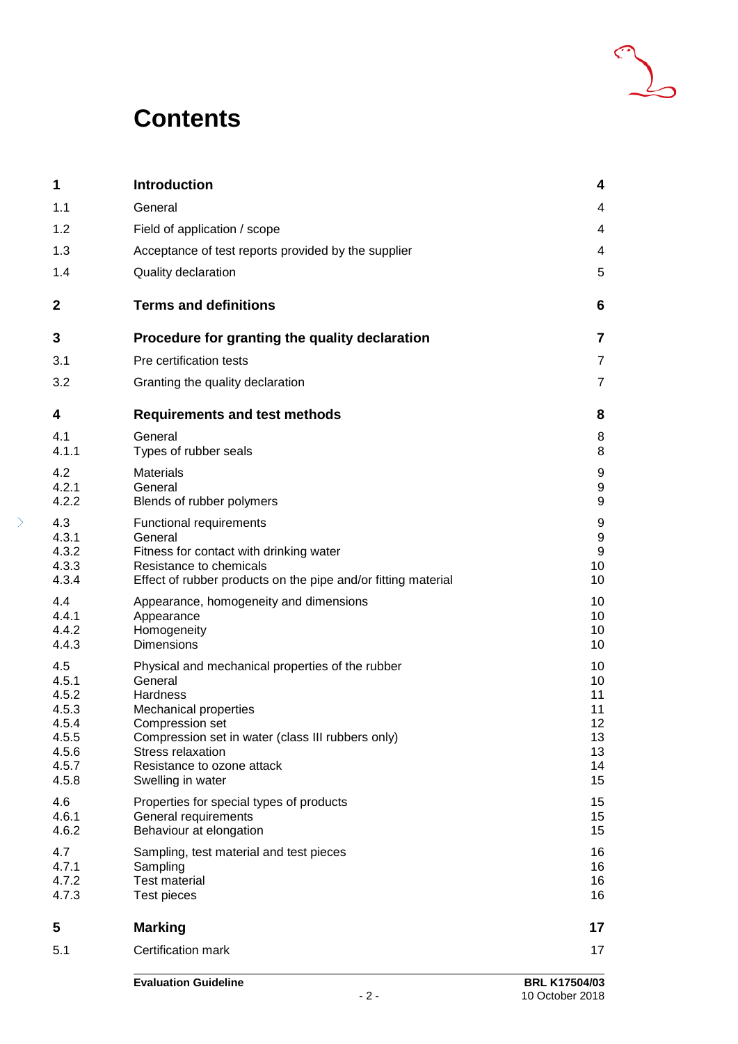# Contents

| | | |
|---|---|---|
| **1** | **Introduction** | **4** |
| 1.1 | General | 4 |
| 1.2 | Field of application / scope | 4 |
| 1.3 | Acceptance of test reports provided by the supplier | 4 |
| 1.4 | Quality declaration | 5 |
| **2** | **Terms and definitions** | **6** |
| **3** | **Procedure for granting the quality declaration** | **7** |
| 3.1 | Pre certification tests | 7 |
| 3.2 | Granting the quality declaration | 7 |
| **4** | **Requirements and test methods** | **8** |
| 4.1 | General | 8 |
| 4.1.1 | Types of rubber seals | 8 |
| 4.2 | Materials | 9 |
| 4.2.1 | General | 9 |
| 4.2.2 | Blends of rubber polymers | 9 |
| 4.3 | Functional requirements | 9 |
| 4.3.1 | General | 9 |
| 4.3.2 | Fitness for contact with drinking water | 9 |
| 4.3.3 | Resistance to chemicals | 10 |
| 4.3.4 | Effect of rubber products on the pipe and/or fitting material | 10 |
| 4.4 | Appearance, homogeneity and dimensions | 10 |
| 4.4.1 | Appearance | 10 |
| 4.4.2 | Homogeneity | 10 |
| 4.4.3 | Dimensions | 10 |
| 4.5 | Physical and mechanical properties of the rubber | 10 |
| 4.5.1 | General | 10 |
| 4.5.2 | Hardness | 11 |
| 4.5.3 | Mechanical properties | 11 |
| 4.5.4 | Compression set | 12 |
| 4.5.5 | Compression set in water (class III rubbers only) | 13 |
| 4.5.6 | Stress relaxation | 13 |
| 4.5.7 | Resistance to ozone attack | 14 |
| 4.5.8 | Swelling in water | 15 |
| 4.6 | Properties for special types of products | 15 |
| 4.6.1 | General requirements | 15 |
| 4.6.2 | Behaviour at elongation | 15 |
| 4.7 | Sampling, test material and test pieces | 16 |
| 4.7.1 | Sampling | 16 |
| 4.7.2 | Test material | 16 |
| 4.7.3 | Test pieces | 16 |
| **5** | **Marking** | **17** |
| 5.1 | Certification mark | 17 |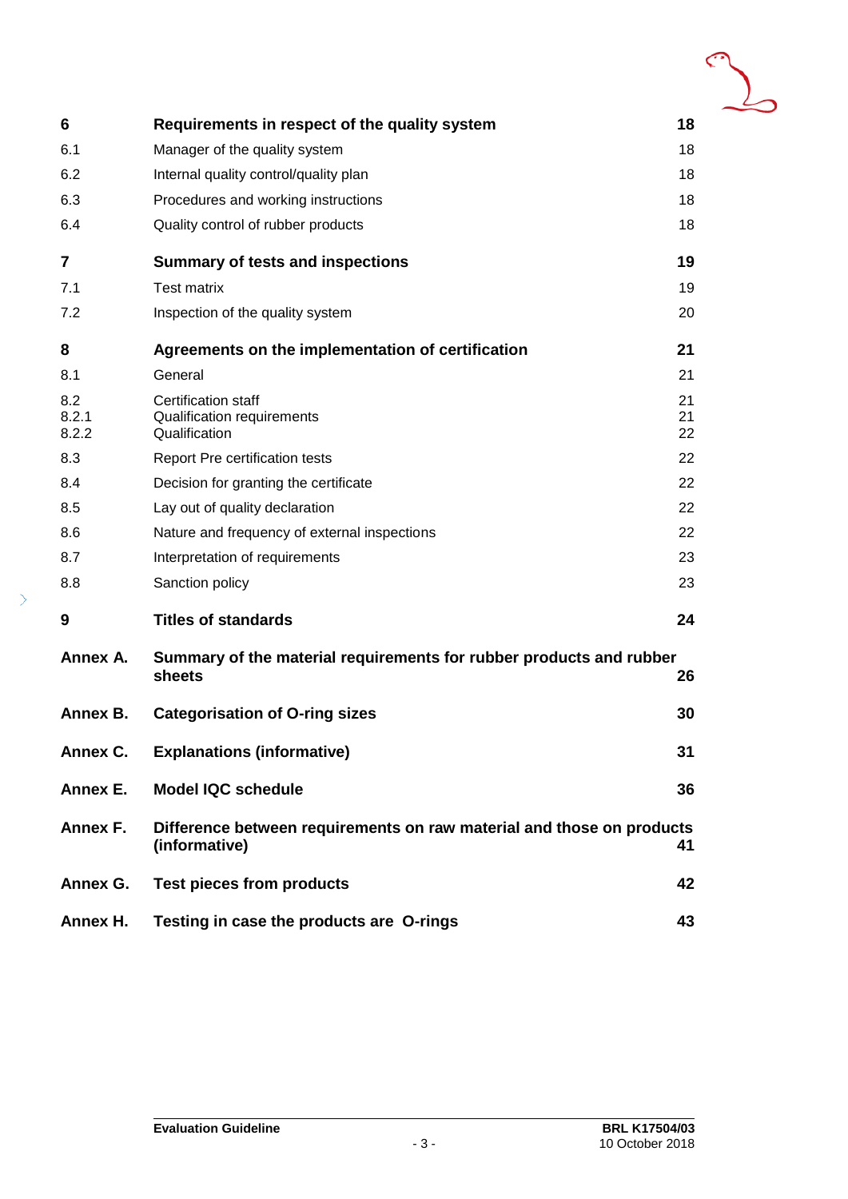| | | |
|---|---|---|
| **6** | **Requirements in respect of the quality system** | **18** |
| 6.1 | Manager of the quality system | 18 |
| 6.2 | Internal quality control/quality plan | 18 |
| 6.3 | Procedures and working instructions | 18 |
| 6.4 | Quality control of rubber products | 18 |
| **7** | **Summary of tests and inspections** | **19** |
| 7.1 | Test matrix | 19 |
| 7.2 | Inspection of the quality system | 20 |
| **8** | **Agreements on the implementation of certification** | **21** |
| 8.1 | General | 21 |
| 8.2 | Certification staff | 21 |
| 8.2.1 | Qualification requirements | 21 |
| 8.2.2 | Qualification | 22 |
| 8.3 | Report Pre certification tests | 22 |
| 8.4 | Decision for granting the certificate | 22 |
| 8.5 | Lay out of quality declaration | 22 |
| 8.6 | Nature and frequency of external inspections | 22 |
| 8.7 | Interpretation of requirements | 23 |
| 8.8 | Sanction policy | 23 |
| **9** | **Titles of standards** | **24** |
| **Annex A.** | **Summary of the material requirements for rubber products and rubber sheets** | **26** |
| **Annex B.** | **Categorisation of O-ring sizes** | **30** |
| **Annex C.** | **Explanations (informative)** | **31** |
| **Annex E.** | **Model IQC schedule** | **36** |
| **Annex F.** | **Difference between requirements on raw material and those on products (informative)** | **41** |
| **Annex G.** | **Test pieces from products** | **42** |
| **Annex H.** | **Testing in case the products are O-rings** | **43** |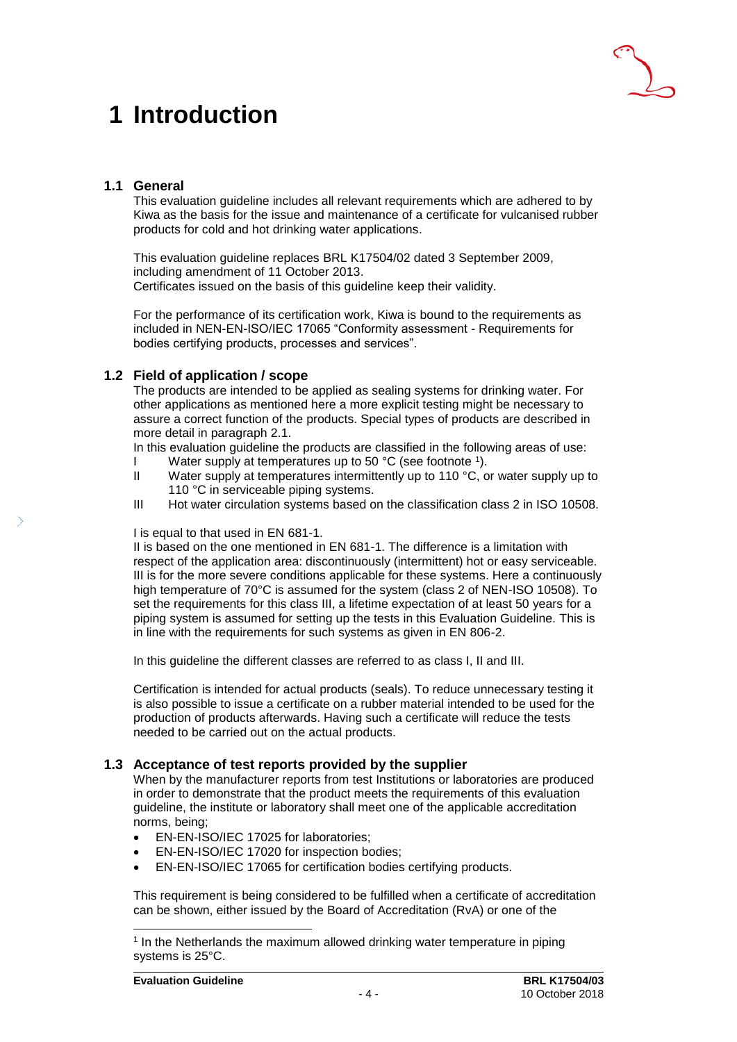# 1 Introduction

## 1.1 General

This evaluation guideline includes all relevant requirements which are adhered to by Kiwa as the basis for the issue and maintenance of a certificate for vulcanised rubber products for cold and hot drinking water applications.

This evaluation guideline replaces BRL K17504/02 dated 3 September 2009, including amendment of 11 October 2013.
Certificates issued on the basis of this guideline keep their validity.

For the performance of its certification work, Kiwa is bound to the requirements as included in NEN-EN-ISO/IEC 17065 "Conformity assessment - Requirements for bodies certifying products, processes and services".

## 1.2 Field of application / scope

The products are intended to be applied as sealing systems for drinking water. For other applications as mentioned here a more explicit testing might be necessary to assure a correct function of the products. Special types of products are described in more detail in paragraph 2.1.
In this evaluation guideline the products are classified in the following areas of use:

- I Water supply at temperatures up to 50 °C (see footnote [1]).
- II Water supply at temperatures intermittently up to 110 °C, or water supply up to 110 °C in serviceable piping systems.
- III Hot water circulation systems based on the classification class 2 in ISO 10508.

I is equal to that used in EN 681-1.
II is based on the one mentioned in EN 681-1. The difference is a limitation with respect of the application area: discontinuously (intermittent) hot or easy serviceable.
III is for the more severe conditions applicable for these systems. Here a continuously high temperature of 70°C is assumed for the system (class 2 of NEN-ISO 10508). To set the requirements for this class III, a lifetime expectation of at least 50 years for a piping system is assumed for setting up the tests in this Evaluation Guideline. This is in line with the requirements for such systems as given in EN 806-2.

In this guideline the different classes are referred to as class I, II and III.

Certification is intended for actual products (seals). To reduce unnecessary testing it is also possible to issue a certificate on a rubber material intended to be used for the production of products afterwards. Having such a certificate will reduce the tests needed to be carried out on the actual products.

## 1.3 Acceptance of test reports provided by the supplier

When by the manufacturer reports from test Institutions or laboratories are produced in order to demonstrate that the product meets the requirements of this evaluation guideline, the institute or laboratory shall meet one of the applicable accreditation norms, being;

- EN-EN-ISO/IEC 17025 for laboratories;
- EN-EN-ISO/IEC 17020 for inspection bodies;
- EN-EN-ISO/IEC 17065 for certification bodies certifying products.

This requirement is being considered to be fulfilled when a certificate of accreditation can be shown, either issued by the Board of Accreditation (RvA) or one of the

[1] In the Netherlands the maximum allowed drinking water temperature in piping systems is 25°C.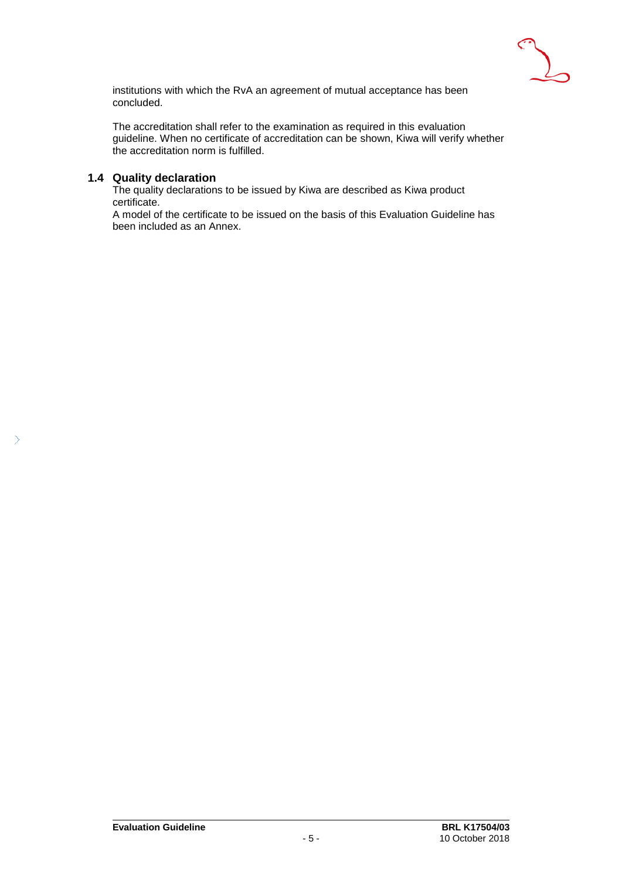institutions with which the RvA an agreement of mutual acceptance has been concluded.

The accreditation shall refer to the examination as required in this evaluation guideline. When no certificate of accreditation can be shown, Kiwa will verify whether the accreditation norm is fulfilled.

### 1.4 Quality declaration

The quality declarations to be issued by Kiwa are described as Kiwa product certificate.
A model of the certificate to be issued on the basis of this Evaluation Guideline has been included as an Annex.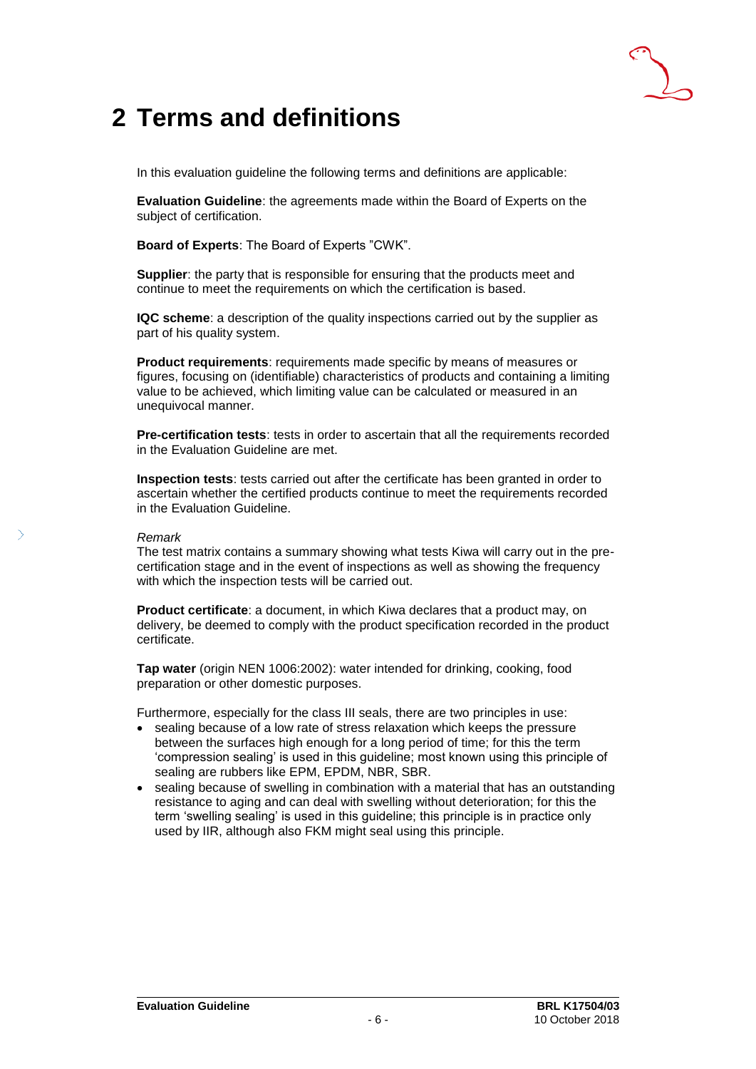# 2 Terms and definitions

In this evaluation guideline the following terms and definitions are applicable:

**Evaluation Guideline**: the agreements made within the Board of Experts on the subject of certification.

**Board of Experts**: The Board of Experts "CWK".

**Supplier**: the party that is responsible for ensuring that the products meet and continue to meet the requirements on which the certification is based.

**IQC scheme**: a description of the quality inspections carried out by the supplier as part of his quality system.

**Product requirements**: requirements made specific by means of measures or figures, focusing on (identifiable) characteristics of products and containing a limiting value to be achieved, which limiting value can be calculated or measured in an unequivocal manner.

**Pre-certification tests**: tests in order to ascertain that all the requirements recorded in the Evaluation Guideline are met.

**Inspection tests**: tests carried out after the certificate has been granted in order to ascertain whether the certified products continue to meet the requirements recorded in the Evaluation Guideline.

*Remark*
The test matrix contains a summary showing what tests Kiwa will carry out in the pre-certification stage and in the event of inspections as well as showing the frequency with which the inspection tests will be carried out.

**Product certificate**: a document, in which Kiwa declares that a product may, on delivery, be deemed to comply with the product specification recorded in the product certificate.

**Tap water** (origin NEN 1006:2002): water intended for drinking, cooking, food preparation or other domestic purposes.

Furthermore, especially for the class III seals, there are two principles in use:

- sealing because of a low rate of stress relaxation which keeps the pressure between the surfaces high enough for a long period of time; for this the term 'compression sealing' is used in this guideline; most known using this principle of sealing are rubbers like EPM, EPDM, NBR, SBR.
- sealing because of swelling in combination with a material that has an outstanding resistance to aging and can deal with swelling without deterioration; for this the term 'swelling sealing' is used in this guideline; this principle is in practice only used by IIR, although also FKM might seal using this principle.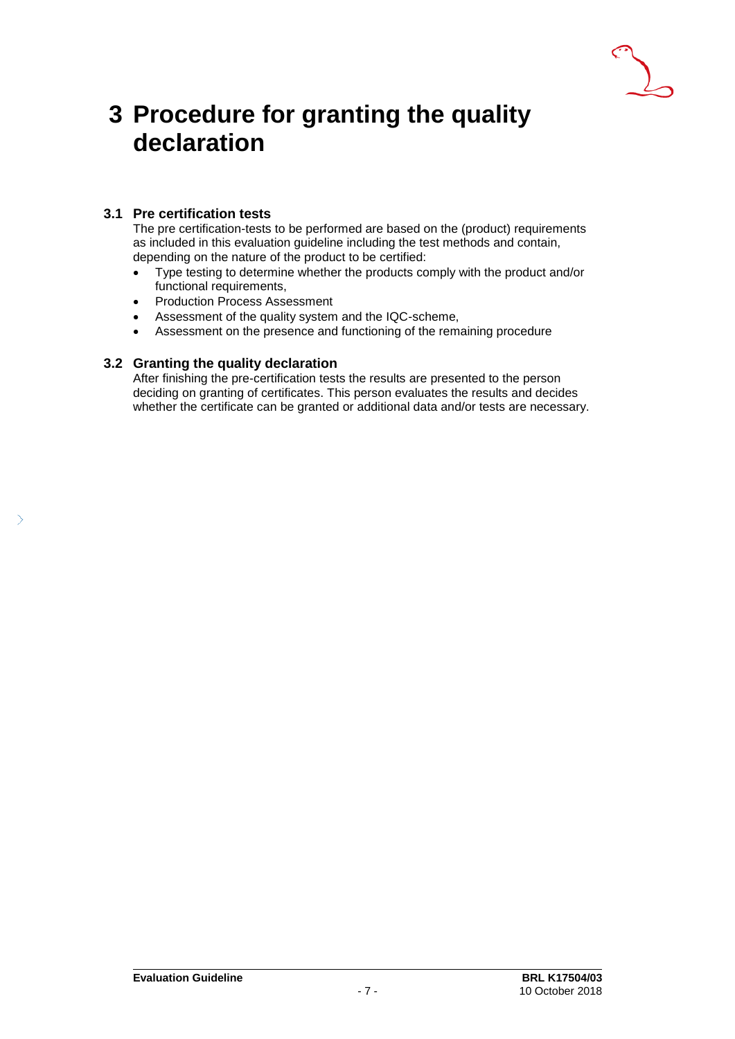# 3 Procedure for granting the quality declaration

## 3.1 Pre certification tests

The pre certification-tests to be performed are based on the (product) requirements as included in this evaluation guideline including the test methods and contain, depending on the nature of the product to be certified:

- Type testing to determine whether the products comply with the product and/or functional requirements,
- Production Process Assessment
- Assessment of the quality system and the IQC-scheme,
- Assessment on the presence and functioning of the remaining procedure

## 3.2 Granting the quality declaration

After finishing the pre-certification tests the results are presented to the person deciding on granting of certificates. This person evaluates the results and decides whether the certificate can be granted or additional data and/or tests are necessary.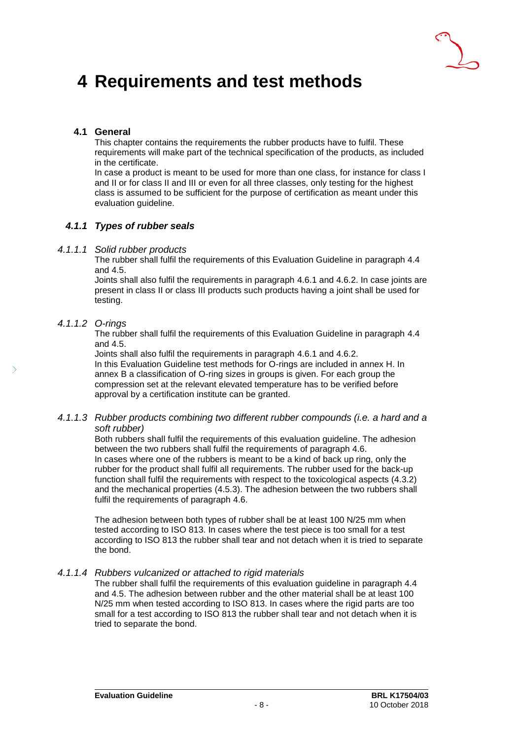# 4 Requirements and test methods

## 4.1 General

This chapter contains the requirements the rubber products have to fulfil. These requirements will make part of the technical specification of the products, as included in the certificate.

In case a product is meant to be used for more than one class, for instance for class I and II or for class II and III or even for all three classes, only testing for the highest class is assumed to be sufficient for the purpose of certification as meant under this evaluation guideline.

### *4.1.1 Types of rubber seals*

#### *4.1.1.1 Solid rubber products*

The rubber shall fulfil the requirements of this Evaluation Guideline in paragraph 4.4 and 4.5.

Joints shall also fulfil the requirements in paragraph 4.6.1 and 4.6.2. In case joints are present in class II or class III products such products having a joint shall be used for testing.

#### *4.1.1.2 O-rings*

The rubber shall fulfil the requirements of this Evaluation Guideline in paragraph 4.4 and 4.5.

Joints shall also fulfil the requirements in paragraph 4.6.1 and 4.6.2.

In this Evaluation Guideline test methods for O-rings are included in annex H. In annex B a classification of O-ring sizes in groups is given. For each group the compression set at the relevant elevated temperature has to be verified before approval by a certification institute can be granted.

#### *4.1.1.3 Rubber products combining two different rubber compounds (i.e. a hard and a soft rubber)*

Both rubbers shall fulfil the requirements of this evaluation guideline. The adhesion between the two rubbers shall fulfil the requirements of paragraph 4.6.

In cases where one of the rubbers is meant to be a kind of back up ring, only the rubber for the product shall fulfil all requirements. The rubber used for the back-up function shall fulfil the requirements with respect to the toxicological aspects (4.3.2) and the mechanical properties (4.5.3). The adhesion between the two rubbers shall fulfil the requirements of paragraph 4.6.

The adhesion between both types of rubber shall be at least 100 N/25 mm when tested according to ISO 813. In cases where the test piece is too small for a test according to ISO 813 the rubber shall tear and not detach when it is tried to separate the bond.

#### *4.1.1.4 Rubbers vulcanized or attached to rigid materials*

The rubber shall fulfil the requirements of this evaluation guideline in paragraph 4.4 and 4.5. The adhesion between rubber and the other material shall be at least 100 N/25 mm when tested according to ISO 813. In cases where the rigid parts are too small for a test according to ISO 813 the rubber shall tear and not detach when it is tried to separate the bond.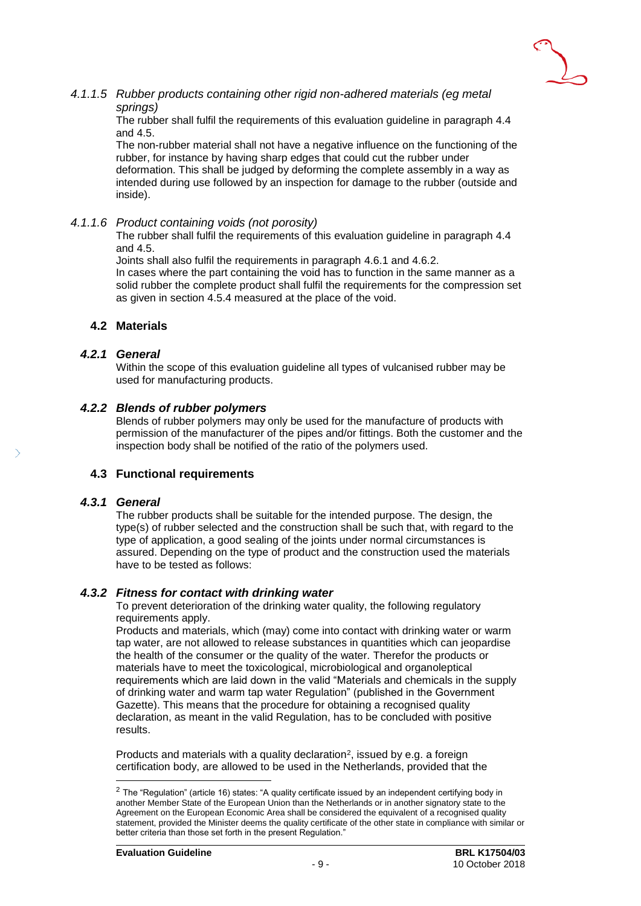#### *4.1.1.5 Rubber products containing other rigid non-adhered materials (eg metal springs)*

The rubber shall fulfil the requirements of this evaluation guideline in paragraph 4.4 and 4.5.

The non-rubber material shall not have a negative influence on the functioning of the rubber, for instance by having sharp edges that could cut the rubber under deformation. This shall be judged by deforming the complete assembly in a way as intended during use followed by an inspection for damage to the rubber (outside and inside).

#### *4.1.1.6 Product containing voids (not porosity)*

The rubber shall fulfil the requirements of this evaluation guideline in paragraph 4.4 and 4.5.

Joints shall also fulfil the requirements in paragraph 4.6.1 and 4.6.2.

In cases where the part containing the void has to function in the same manner as a solid rubber the complete product shall fulfil the requirements for the compression set as given in section 4.5.4 measured at the place of the void.

## 4.2 Materials

### *4.2.1 General*

Within the scope of this evaluation guideline all types of vulcanised rubber may be used for manufacturing products.

### *4.2.2 Blends of rubber polymers*

Blends of rubber polymers may only be used for the manufacture of products with permission of the manufacturer of the pipes and/or fittings. Both the customer and the inspection body shall be notified of the ratio of the polymers used.

## 4.3 Functional requirements

### *4.3.1 General*

The rubber products shall be suitable for the intended purpose. The design, the type(s) of rubber selected and the construction shall be such that, with regard to the type of application, a good sealing of the joints under normal circumstances is assured. Depending on the type of product and the construction used the materials have to be tested as follows:

### *4.3.2 Fitness for contact with drinking water*

To prevent deterioration of the drinking water quality, the following regulatory requirements apply.

Products and materials, which (may) come into contact with drinking water or warm tap water, are not allowed to release substances in quantities which can jeopardise the health of the consumer or the quality of the water. Therefor the products or materials have to meet the toxicological, microbiological and organoleptical requirements which are laid down in the valid "Materials and chemicals in the supply of drinking water and warm tap water Regulation" (published in the Government Gazette). This means that the procedure for obtaining a recognised quality declaration, as meant in the valid Regulation, has to be concluded with positive results.

Products and materials with a quality declaration[2], issued by e.g. a foreign certification body, are allowed to be used in the Netherlands, provided that the

---

[2] The "Regulation" (article 16) states: "A quality certificate issued by an independent certifying body in another Member State of the European Union than the Netherlands or in another signatory state to the Agreement on the European Economic Area shall be considered the equivalent of a recognised quality statement, provided the Minister deems the quality certificate of the other state in compliance with similar or better criteria than those set forth in the present Regulation."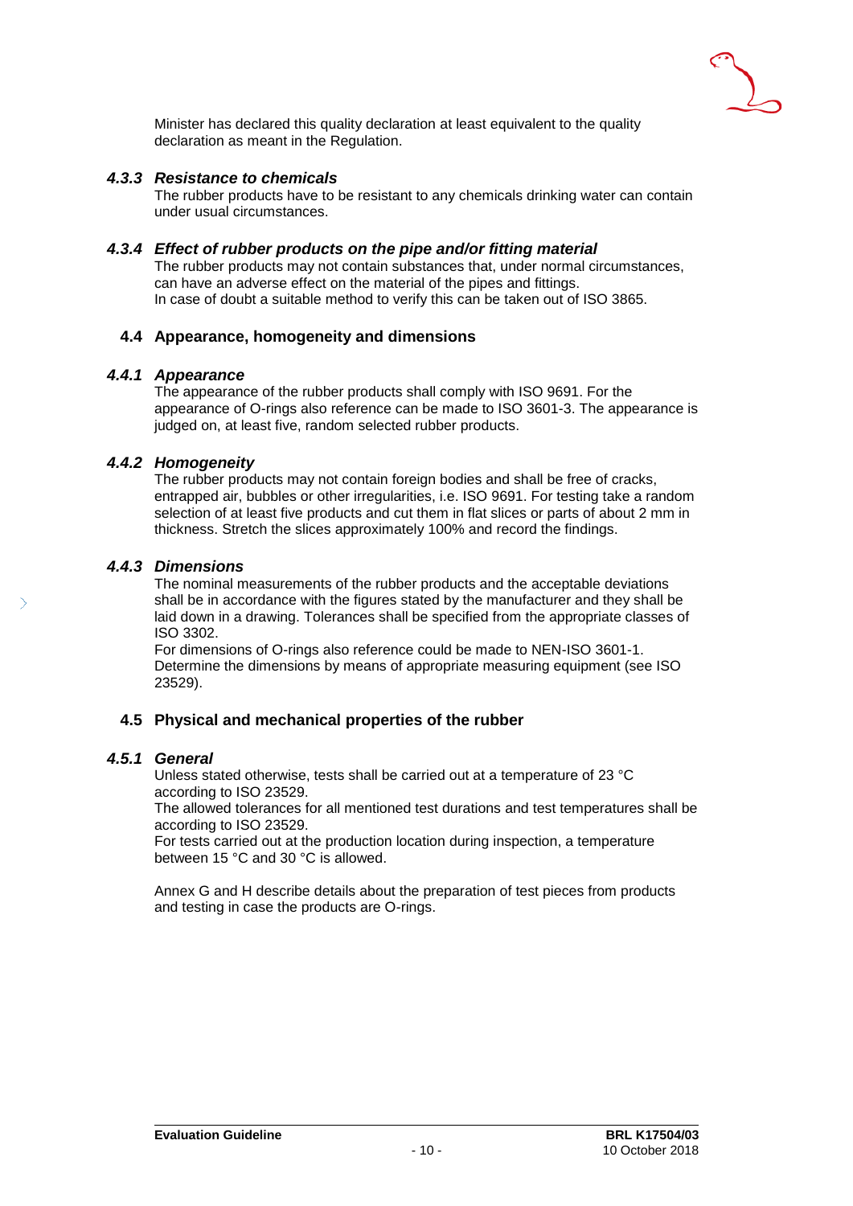Minister has declared this quality declaration at least equivalent to the quality declaration as meant in the Regulation.

#### *4.3.3 Resistance to chemicals*

The rubber products have to be resistant to any chemicals drinking water can contain under usual circumstances.

#### *4.3.4 Effect of rubber products on the pipe and/or fitting material*

The rubber products may not contain substances that, under normal circumstances, can have an adverse effect on the material of the pipes and fittings.
In case of doubt a suitable method to verify this can be taken out of ISO 3865.

### 4.4 Appearance, homogeneity and dimensions

#### *4.4.1 Appearance*

The appearance of the rubber products shall comply with ISO 9691. For the appearance of O-rings also reference can be made to ISO 3601-3. The appearance is judged on, at least five, random selected rubber products.

#### *4.4.2 Homogeneity*

The rubber products may not contain foreign bodies and shall be free of cracks, entrapped air, bubbles or other irregularities, i.e. ISO 9691. For testing take a random selection of at least five products and cut them in flat slices or parts of about 2 mm in thickness. Stretch the slices approximately 100% and record the findings.

#### *4.4.3 Dimensions*

The nominal measurements of the rubber products and the acceptable deviations shall be in accordance with the figures stated by the manufacturer and they shall be laid down in a drawing. Tolerances shall be specified from the appropriate classes of ISO 3302.
For dimensions of O-rings also reference could be made to NEN-ISO 3601-1.
Determine the dimensions by means of appropriate measuring equipment (see ISO 23529).

### 4.5 Physical and mechanical properties of the rubber

#### *4.5.1 General*

Unless stated otherwise, tests shall be carried out at a temperature of 23 °C according to ISO 23529.
The allowed tolerances for all mentioned test durations and test temperatures shall be according to ISO 23529.
For tests carried out at the production location during inspection, a temperature between 15 °C and 30 °C is allowed.

Annex G and H describe details about the preparation of test pieces from products and testing in case the products are O-rings.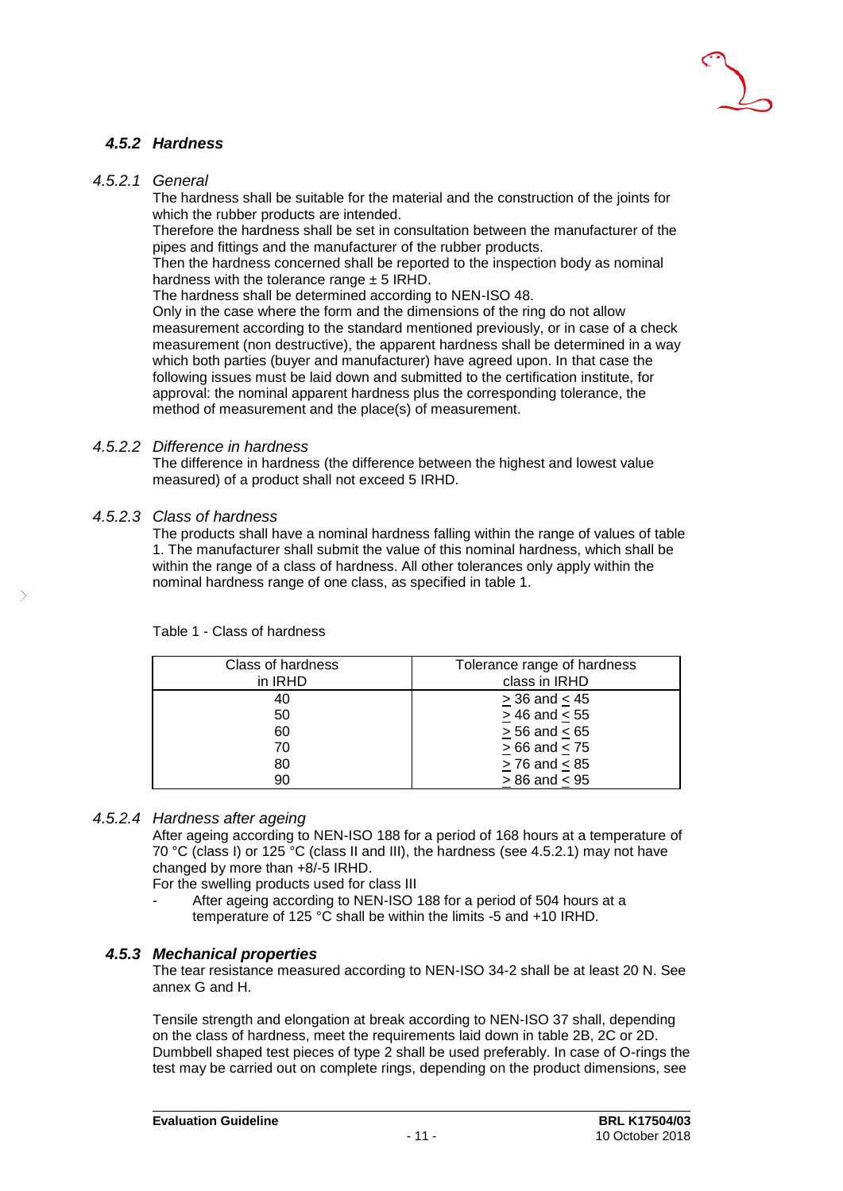### *4.5.2 Hardness*

#### *4.5.2.1 General*

The hardness shall be suitable for the material and the construction of the joints for which the rubber products are intended.

Therefore the hardness shall be set in consultation between the manufacturer of the pipes and fittings and the manufacturer of the rubber products.

Then the hardness concerned shall be reported to the inspection body as nominal hardness with the tolerance range ± 5 IRHD.

The hardness shall be determined according to NEN-ISO 48.

Only in the case where the form and the dimensions of the ring do not allow measurement according to the standard mentioned previously, or in case of a check measurement (non destructive), the apparent hardness shall be determined in a way which both parties (buyer and manufacturer) have agreed upon. In that case the following issues must be laid down and submitted to the certification institute, for approval: the nominal apparent hardness plus the corresponding tolerance, the method of measurement and the place(s) of measurement.

#### *4.5.2.2 Difference in hardness*

The difference in hardness (the difference between the highest and lowest value measured) of a product shall not exceed 5 IRHD.

#### *4.5.2.3 Class of hardness*

The products shall have a nominal hardness falling within the range of values of table 1. The manufacturer shall submit the value of this nominal hardness, which shall be within the range of a class of hardness. All other tolerances only apply within the nominal hardness range of one class, as specified in table 1.

Table 1 - Class of hardness

| Class of hardness in IRHD | Tolerance range of hardness class in IRHD |
|---|---|
| 40 | ≥ 36 and ≤ 45 |
| 50 | ≥ 46 and ≤ 55 |
| 60 | ≥ 56 and ≤ 65 |
| 70 | ≥ 66 and ≤ 75 |
| 80 | ≥ 76 and ≤ 85 |
| 90 | ≥ 86 and ≤ 95 |

#### *4.5.2.4 Hardness after ageing*

After ageing according to NEN-ISO 188 for a period of 168 hours at a temperature of 70 °C (class I) or 125 °C (class II and III), the hardness (see 4.5.2.1) may not have changed by more than +8/-5 IRHD.

For the swelling products used for class III

- After ageing according to NEN-ISO 188 for a period of 504 hours at a temperature of 125 °C shall be within the limits -5 and +10 IRHD.

### *4.5.3 Mechanical properties*

The tear resistance measured according to NEN-ISO 34-2 shall be at least 20 N. See annex G and H.

Tensile strength and elongation at break according to NEN-ISO 37 shall, depending on the class of hardness, meet the requirements laid down in table 2B, 2C or 2D. Dumbbell shaped test pieces of type 2 shall be used preferably. In case of O-rings the test may be carried out on complete rings, depending on the product dimensions, see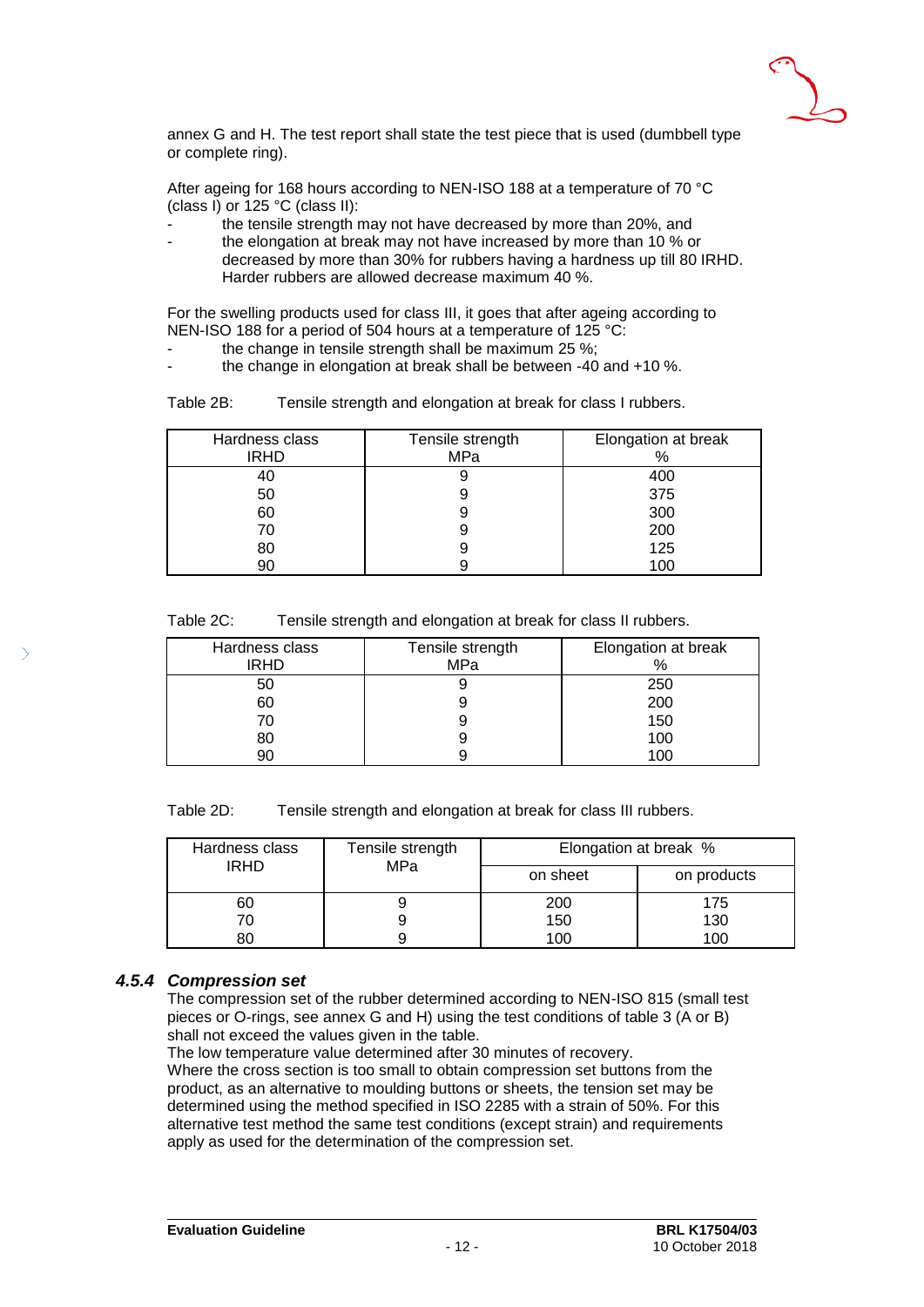annex G and H. The test report shall state the test piece that is used (dumbbell type or complete ring).

After ageing for 168 hours according to NEN-ISO 188 at a temperature of 70 °C (class I) or 125 °C (class II):

- the tensile strength may not have decreased by more than 20%, and
- the elongation at break may not have increased by more than 10 % or decreased by more than 30% for rubbers having a hardness up till 80 IRHD. Harder rubbers are allowed decrease maximum 40 %.

For the swelling products used for class III, it goes that after ageing according to NEN-ISO 188 for a period of 504 hours at a temperature of 125 °C:

- the change in tensile strength shall be maximum 25 %;
- the change in elongation at break shall be between -40 and +10 %.

Table 2B: Tensile strength and elongation at break for class I rubbers.

| Hardness class IRHD | Tensile strength MPa | Elongation at break % |
|---|---|---|
| 40 | 9 | 400 |
| 50 | 9 | 375 |
| 60 | 9 | 300 |
| 70 | 9 | 200 |
| 80 | 9 | 125 |
| 90 | 9 | 100 |

Table 2C: Tensile strength and elongation at break for class II rubbers.

| Hardness class IRHD | Tensile strength MPa | Elongation at break % |
|---|---|---|
| 50 | 9 | 250 |
| 60 | 9 | 200 |
| 70 | 9 | 150 |
| 80 | 9 | 100 |
| 90 | 9 | 100 |

Table 2D: Tensile strength and elongation at break for class III rubbers.

| Hardness class IRHD | Tensile strength MPa | Elongation at break % | |
|---|---|---|---|
| | | on sheet | on products |
| 60 | 9 | 200 | 175 |
| 70 | 9 | 150 | 130 |
| 80 | 9 | 100 | 100 |

### *4.5.4 Compression set*

The compression set of the rubber determined according to NEN-ISO 815 (small test pieces or O-rings, see annex G and H) using the test conditions of table 3 (A or B) shall not exceed the values given in the table.
The low temperature value determined after 30 minutes of recovery.
Where the cross section is too small to obtain compression set buttons from the product, as an alternative to moulding buttons or sheets, the tension set may be determined using the method specified in ISO 2285 with a strain of 50%. For this alternative test method the same test conditions (except strain) and requirements apply as used for the determination of the compression set.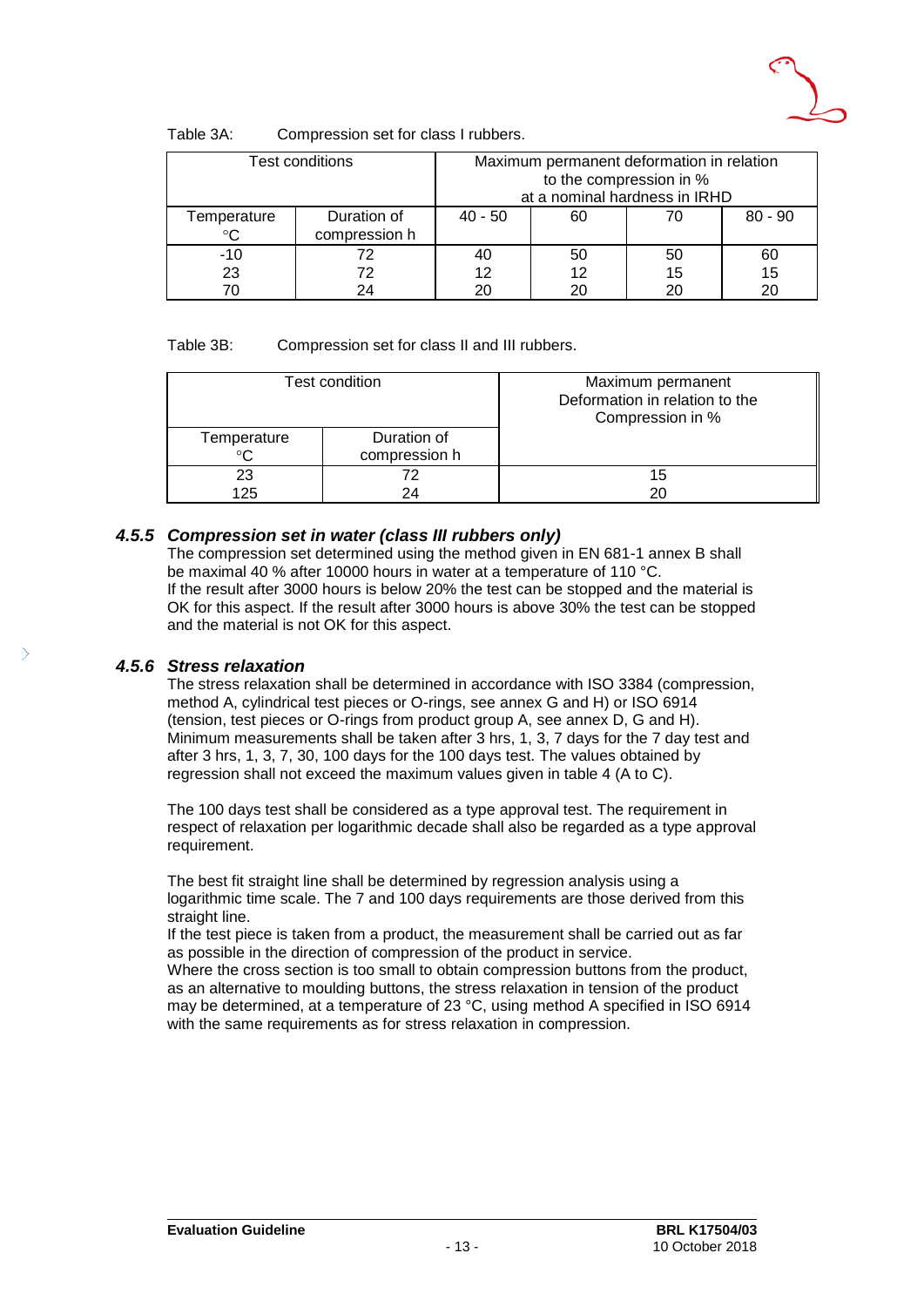Table 3A: Compression set for class I rubbers.

| Test conditions | | Maximum permanent deformation in relation to the compression in % at a nominal hardness in IRHD | | | |
|---|---|---|---|---|---|
| Temperature °C | Duration of compression h | 40 - 50 | 60 | 70 | 80 - 90 |
| -10 | 72 | 40 | 50 | 50 | 60 |
| 23 | 72 | 12 | 12 | 15 | 15 |
| 70 | 24 | 20 | 20 | 20 | 20 |

Table 3B: Compression set for class II and III rubbers.

| Test condition | | Maximum permanent Deformation in relation to the Compression in % |
|---|---|---|
| Temperature °C | Duration of compression h | |
| 23 | 72 | 15 |
| 125 | 24 | 20 |

### *4.5.5 Compression set in water (class III rubbers only)*

The compression set determined using the method given in EN 681-1 annex B shall be maximal 40 % after 10000 hours in water at a temperature of 110 °C.
If the result after 3000 hours is below 20% the test can be stopped and the material is OK for this aspect. If the result after 3000 hours is above 30% the test can be stopped and the material is not OK for this aspect.

### *4.5.6 Stress relaxation*

The stress relaxation shall be determined in accordance with ISO 3384 (compression, method A, cylindrical test pieces or O-rings, see annex G and H) or ISO 6914 (tension, test pieces or O-rings from product group A, see annex D, G and H). Minimum measurements shall be taken after 3 hrs, 1, 3, 7 days for the 7 day test and after 3 hrs, 1, 3, 7, 30, 100 days for the 100 days test. The values obtained by regression shall not exceed the maximum values given in table 4 (A to C).

The 100 days test shall be considered as a type approval test. The requirement in respect of relaxation per logarithmic decade shall also be regarded as a type approval requirement.

The best fit straight line shall be determined by regression analysis using a logarithmic time scale. The 7 and 100 days requirements are those derived from this straight line.
If the test piece is taken from a product, the measurement shall be carried out as far as possible in the direction of compression of the product in service.
Where the cross section is too small to obtain compression buttons from the product, as an alternative to moulding buttons, the stress relaxation in tension of the product may be determined, at a temperature of 23 °C, using method A specified in ISO 6914 with the same requirements as for stress relaxation in compression.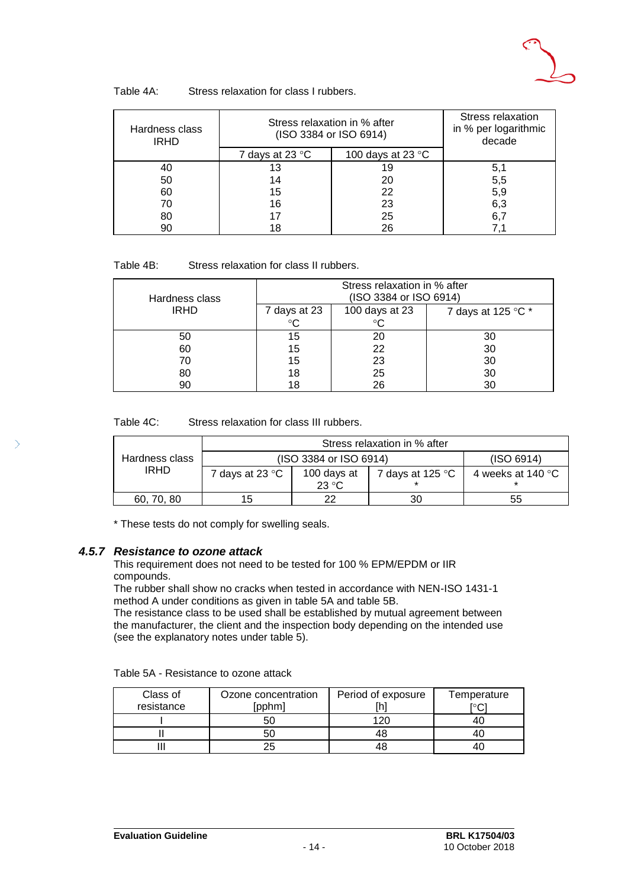Table 4A: Stress relaxation for class I rubbers.

| Hardness class IRHD | Stress relaxation in % after (ISO 3384 or ISO 6914) | | Stress relaxation in % per logarithmic decade |
|---|---|---|---|
| | 7 days at 23 °C | 100 days at 23 °C | |
| 40 | 13 | 19 | 5,1 |
| 50 | 14 | 20 | 5,5 |
| 60 | 15 | 22 | 5,9 |
| 70 | 16 | 23 | 6,3 |
| 80 | 17 | 25 | 6,7 |
| 90 | 18 | 26 | 7,1 |

Table 4B: Stress relaxation for class II rubbers.

| Hardness class IRHD | Stress relaxation in % after (ISO 3384 or ISO 6914) | | |
|---|---|---|---|
| | 7 days at 23 °C | 100 days at 23 °C | 7 days at 125 °C * |
| 50 | 15 | 20 | 30 |
| 60 | 15 | 22 | 30 |
| 70 | 15 | 23 | 30 |
| 80 | 18 | 25 | 30 |
| 90 | 18 | 26 | 30 |

Table 4C: Stress relaxation for class III rubbers.

| Hardness class IRHD | Stress relaxation in % after | | | |
|---|---|---|---|---|
| | (ISO 3384 or ISO 6914) | | | (ISO 6914) |
| | 7 days at 23 °C | 100 days at 23 °C | 7 days at 125 °C * | 4 weeks at 140 °C * |
| 60, 70, 80 | 15 | 22 | 30 | 55 |

* These tests do not comply for swelling seals.

### *4.5.7 Resistance to ozone attack*

This requirement does not need to be tested for 100 % EPM/EPDM or IIR compounds.
The rubber shall show no cracks when tested in accordance with NEN-ISO 1431-1 method A under conditions as given in table 5A and table 5B.
The resistance class to be used shall be established by mutual agreement between the manufacturer, the client and the inspection body depending on the intended use (see the explanatory notes under table 5).

Table 5A - Resistance to ozone attack

| Class of resistance | Ozone concentration [pphm] | Period of exposure [h] | Temperature [°C] |
|---|---|---|---|
| I | 50 | 120 | 40 |
| II | 50 | 48 | 40 |
| III | 25 | 48 | 40 |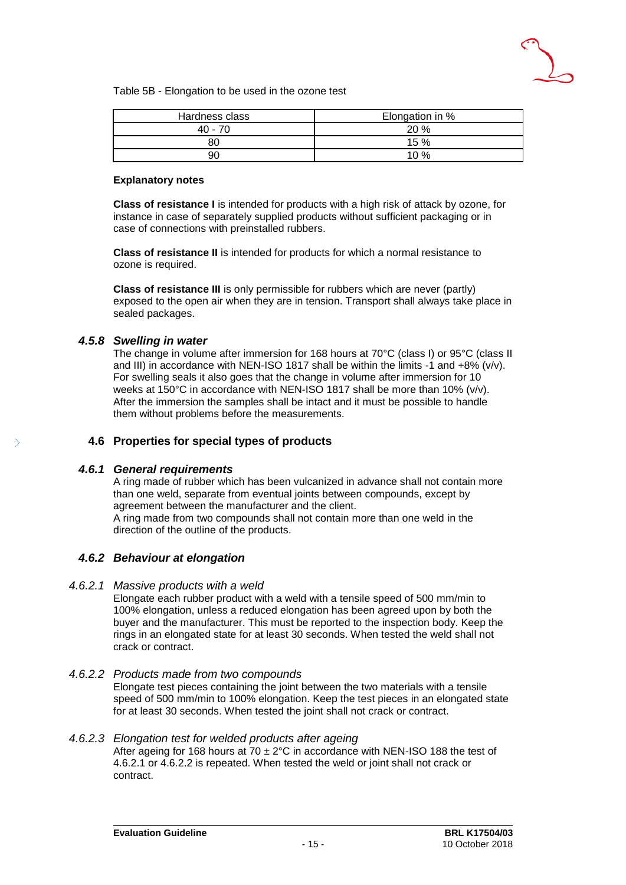Table 5B - Elongation to be used in the ozone test

| Hardness class | Elongation in % |
|---|---|
| 40 - 70 | 20 % |
| 80 | 15 % |
| 90 | 10 % |

**Explanatory notes**

**Class of resistance I** is intended for products with a high risk of attack by ozone, for instance in case of separately supplied products without sufficient packaging or in case of connections with preinstalled rubbers.

**Class of resistance II** is intended for products for which a normal resistance to ozone is required.

**Class of resistance III** is only permissible for rubbers which are never (partly) exposed to the open air when they are in tension. Transport shall always take place in sealed packages.

### *4.5.8 Swelling in water*

The change in volume after immersion for 168 hours at 70°C (class I) or 95°C (class II and III) in accordance with NEN-ISO 1817 shall be within the limits -1 and +8% (v/v). For swelling seals it also goes that the change in volume after immersion for 10 weeks at 150°C in accordance with NEN-ISO 1817 shall be more than 10% (v/v). After the immersion the samples shall be intact and it must be possible to handle them without problems before the measurements.

## 4.6 Properties for special types of products

### *4.6.1 General requirements*

A ring made of rubber which has been vulcanized in advance shall not contain more than one weld, separate from eventual joints between compounds, except by agreement between the manufacturer and the client.
A ring made from two compounds shall not contain more than one weld in the direction of the outline of the products.

### *4.6.2 Behaviour at elongation*

#### *4.6.2.1 Massive products with a weld*

Elongate each rubber product with a weld with a tensile speed of 500 mm/min to 100% elongation, unless a reduced elongation has been agreed upon by both the buyer and the manufacturer. This must be reported to the inspection body. Keep the rings in an elongated state for at least 30 seconds. When tested the weld shall not crack or contract.

#### *4.6.2.2 Products made from two compounds*

Elongate test pieces containing the joint between the two materials with a tensile speed of 500 mm/min to 100% elongation. Keep the test pieces in an elongated state for at least 30 seconds. When tested the joint shall not crack or contract.

#### *4.6.2.3 Elongation test for welded products after ageing*

After ageing for 168 hours at 70 ± 2°C in accordance with NEN-ISO 188 the test of 4.6.2.1 or 4.6.2.2 is repeated. When tested the weld or joint shall not crack or contract.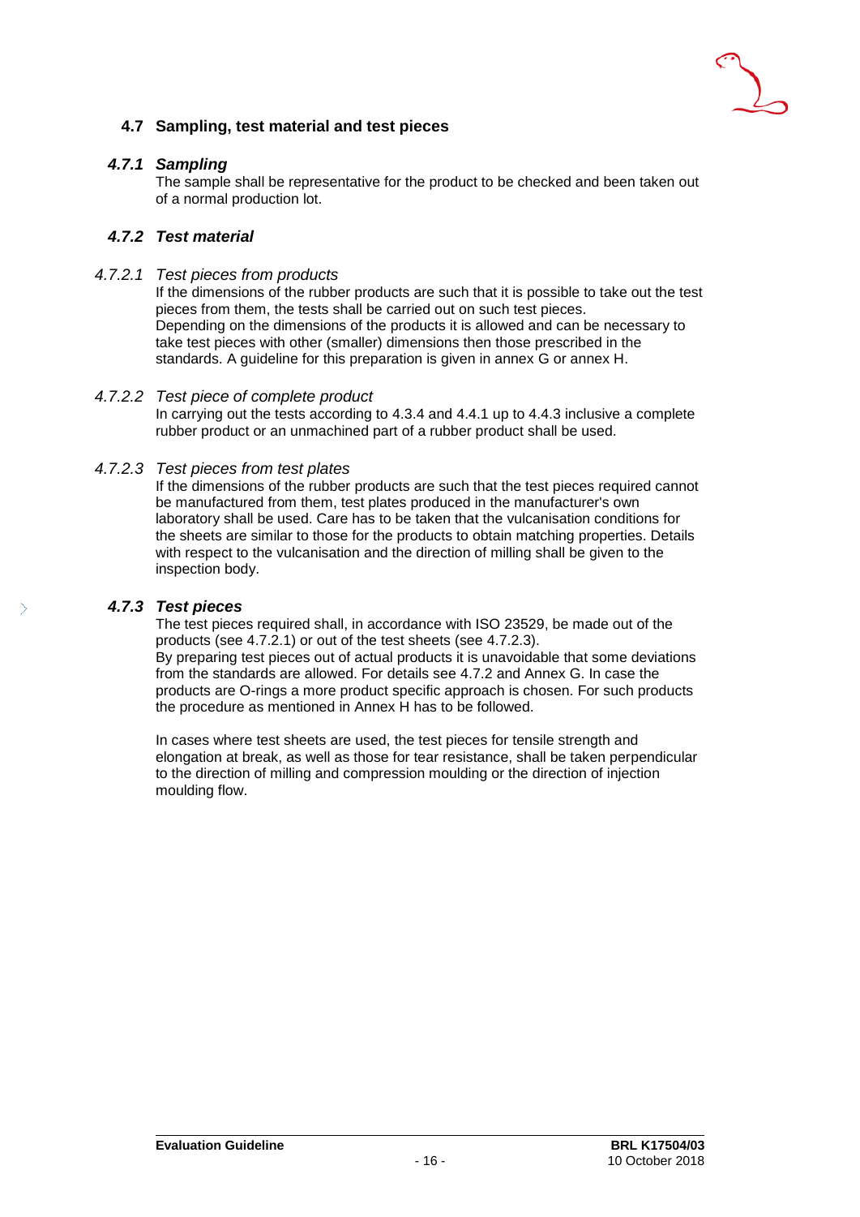## 4.7 Sampling, test material and test pieces

### *4.7.1 Sampling*

The sample shall be representative for the product to be checked and been taken out of a normal production lot.

### *4.7.2 Test material*

#### *4.7.2.1 Test pieces from products*

If the dimensions of the rubber products are such that it is possible to take out the test pieces from them, the tests shall be carried out on such test pieces.
Depending on the dimensions of the products it is allowed and can be necessary to take test pieces with other (smaller) dimensions then those prescribed in the standards. A guideline for this preparation is given in annex G or annex H.

#### *4.7.2.2 Test piece of complete product*

In carrying out the tests according to 4.3.4 and 4.4.1 up to 4.4.3 inclusive a complete rubber product or an unmachined part of a rubber product shall be used.

#### *4.7.2.3 Test pieces from test plates*

If the dimensions of the rubber products are such that the test pieces required cannot be manufactured from them, test plates produced in the manufacturer's own laboratory shall be used. Care has to be taken that the vulcanisation conditions for the sheets are similar to those for the products to obtain matching properties. Details with respect to the vulcanisation and the direction of milling shall be given to the inspection body.

### *4.7.3 Test pieces*

The test pieces required shall, in accordance with ISO 23529, be made out of the products (see 4.7.2.1) or out of the test sheets (see 4.7.2.3).
By preparing test pieces out of actual products it is unavoidable that some deviations from the standards are allowed. For details see 4.7.2 and Annex G. In case the products are O-rings a more product specific approach is chosen. For such products the procedure as mentioned in Annex H has to be followed.

In cases where test sheets are used, the test pieces for tensile strength and elongation at break, as well as those for tear resistance, shall be taken perpendicular to the direction of milling and compression moulding or the direction of injection moulding flow.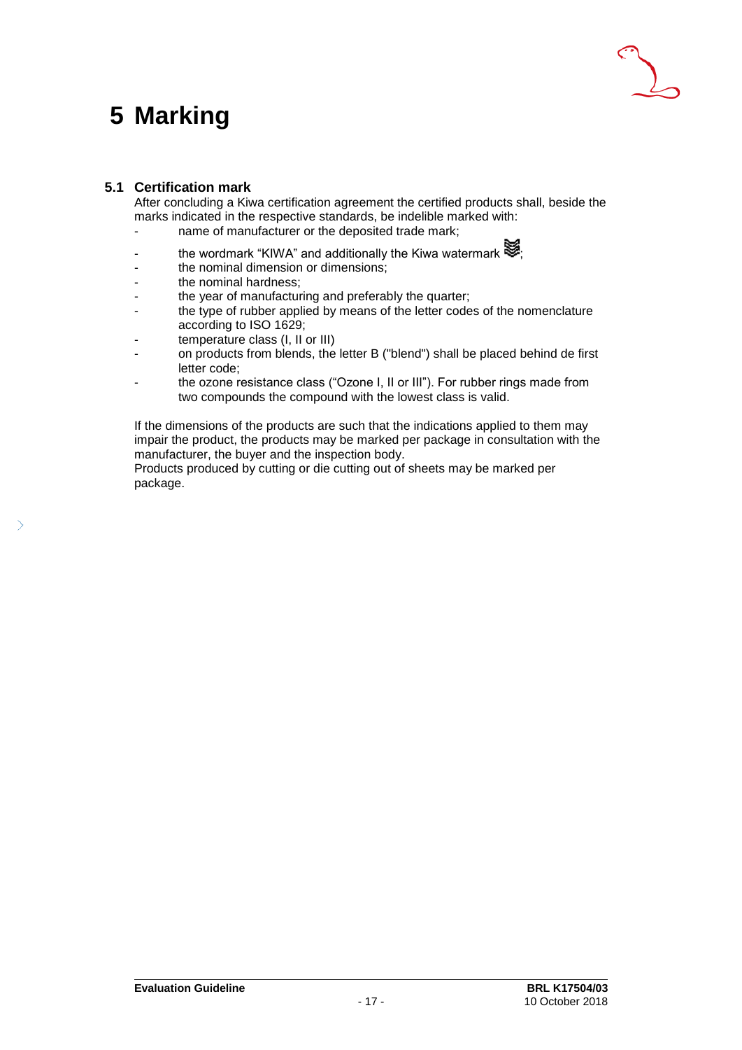# 5 Marking

## 5.1 Certification mark

After concluding a Kiwa certification agreement the certified products shall, beside the marks indicated in the respective standards, be indelible marked with:

- name of manufacturer or the deposited trade mark;
- the wordmark “KIWA” and additionally the Kiwa watermark ;
- the nominal dimension or dimensions;
- the nominal hardness;
- the year of manufacturing and preferably the quarter;
- the type of rubber applied by means of the letter codes of the nomenclature according to ISO 1629;
- temperature class (I, II or III)
- on products from blends, the letter B ("blend") shall be placed behind de first letter code;
- the ozone resistance class (“Ozone I, II or III”). For rubber rings made from two compounds the compound with the lowest class is valid.

If the dimensions of the products are such that the indications applied to them may impair the product, the products may be marked per package in consultation with the manufacturer, the buyer and the inspection body.

Products produced by cutting or die cutting out of sheets may be marked per package.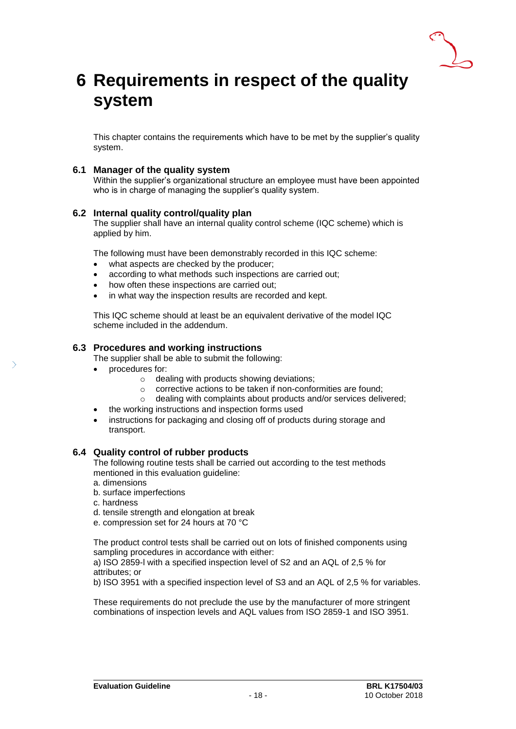# 6 Requirements in respect of the quality system

This chapter contains the requirements which have to be met by the supplier's quality system.

## 6.1 Manager of the quality system

Within the supplier's organizational structure an employee must have been appointed who is in charge of managing the supplier's quality system.

## 6.2 Internal quality control/quality plan

The supplier shall have an internal quality control scheme (IQC scheme) which is applied by him.

The following must have been demonstrably recorded in this IQC scheme:

- what aspects are checked by the producer;
- according to what methods such inspections are carried out;
- how often these inspections are carried out;
- in what way the inspection results are recorded and kept.

This IQC scheme should at least be an equivalent derivative of the model IQC scheme included in the addendum.

## 6.3 Procedures and working instructions

The supplier shall be able to submit the following:

- procedures for:
  - dealing with products showing deviations;
  - corrective actions to be taken if non-conformities are found;
  - dealing with complaints about products and/or services delivered;
- the working instructions and inspection forms used
- instructions for packaging and closing off of products during storage and transport.

## 6.4 Quality control of rubber products

The following routine tests shall be carried out according to the test methods mentioned in this evaluation guideline:

a. dimensions
b. surface imperfections
c. hardness
d. tensile strength and elongation at break
e. compression set for 24 hours at 70 °C

The product control tests shall be carried out on lots of finished components using sampling procedures in accordance with either:
a) ISO 2859-l with a specified inspection level of S2 and an AQL of 2,5 % for attributes; or
b) ISO 3951 with a specified inspection level of S3 and an AQL of 2,5 % for variables.

These requirements do not preclude the use by the manufacturer of more stringent combinations of inspection levels and AQL values from ISO 2859-1 and ISO 3951.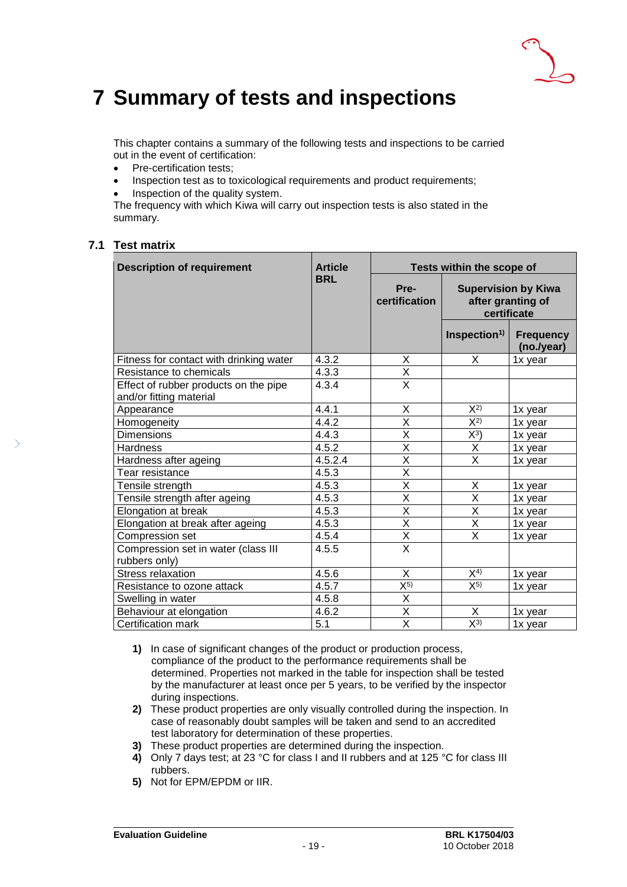# 7 Summary of tests and inspections

This chapter contains a summary of the following tests and inspections to be carried out in the event of certification:

- Pre-certification tests;
- Inspection test as to toxicological requirements and product requirements;
- Inspection of the quality system.

The frequency with which Kiwa will carry out inspection tests is also stated in the summary.

## 7.1 Test matrix

| Description of requirement | Article BRL | Tests within the scope of | | |
|---|---|---|---|---|
| | | Pre-certification | Supervision by Kiwa after granting of certificate | |
| | | | Inspection[1)] | Frequency (no./year) |
| Fitness for contact with drinking water | 4.3.2 | X | X | 1x year |
| Resistance to chemicals | 4.3.3 | X | | |
| Effect of rubber products on the pipe and/or fitting material | 4.3.4 | X | | |
| Appearance | 4.4.1 | X | X[2)] | 1x year |
| Homogeneity | 4.4.2 | X | X[2)] | 1x year |
| Dimensions | 4.4.3 | X | X[3)] | 1x year |
| Hardness | 4.5.2 | X | X | 1x year |
| Hardness after ageing | 4.5.2.4 | X | X | 1x year |
| Tear resistance | 4.5.3 | X | | |
| Tensile strength | 4.5.3 | X | X | 1x year |
| Tensile strength after ageing | 4.5.3 | X | X | 1x year |
| Elongation at break | 4.5.3 | X | X | 1x year |
| Elongation at break after ageing | 4.5.3 | X | X | 1x year |
| Compression set | 4.5.4 | X | X | 1x year |
| Compression set in water (class III rubbers only) | 4.5.5 | X | | |
| Stress relaxation | 4.5.6 | X | X[4)] | 1x year |
| Resistance to ozone attack | 4.5.7 | X[5)] | X[5)] | 1x year |
| Swelling in water | 4.5.8 | X | | |
| Behaviour at elongation | 4.6.2 | X | X | 1x year |
| Certification mark | 5.1 | X | X[3)] | 1x year |

**1)** In case of significant changes of the product or production process, compliance of the product to the performance requirements shall be determined. Properties not marked in the table for inspection shall be tested by the manufacturer at least once per 5 years, to be verified by the inspector during inspections.

**2)** These product properties are only visually controlled during the inspection. In case of reasonably doubt samples will be taken and send to an accredited test laboratory for determination of these properties.

**3)** These product properties are determined during the inspection.

**4)** Only 7 days test; at 23 °C for class I and II rubbers and at 125 °C for class III rubbers.

**5)** Not for EPM/EPDM or IIR.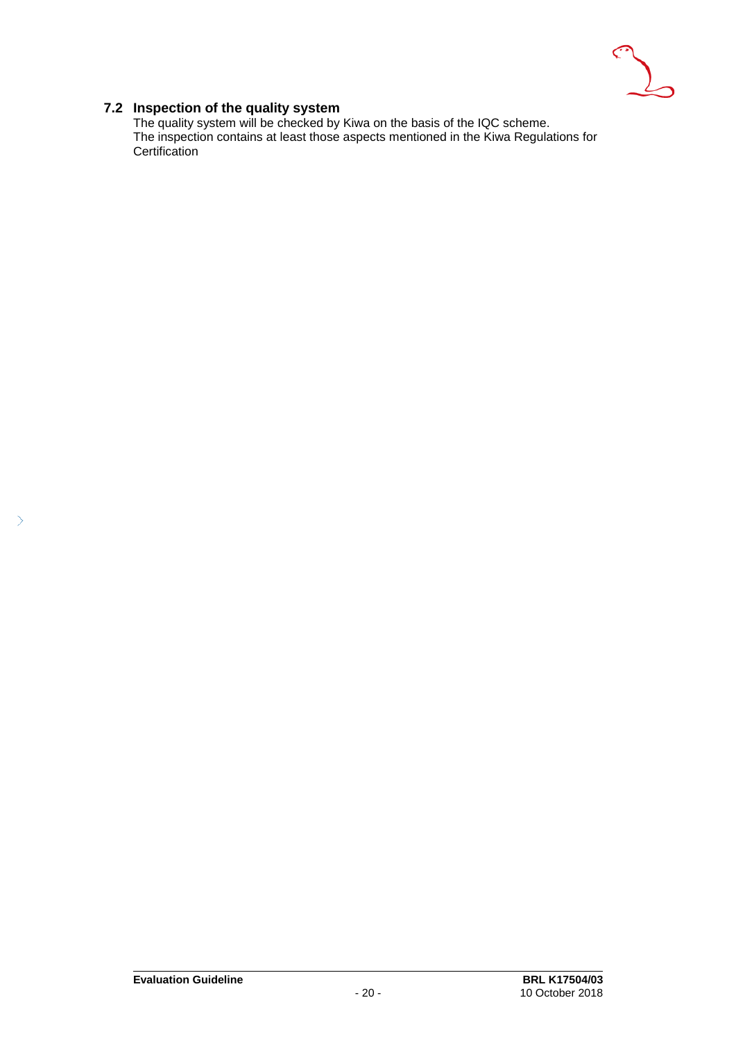## 7.2 Inspection of the quality system

The quality system will be checked by Kiwa on the basis of the IQC scheme.
The inspection contains at least those aspects mentioned in the Kiwa Regulations for Certification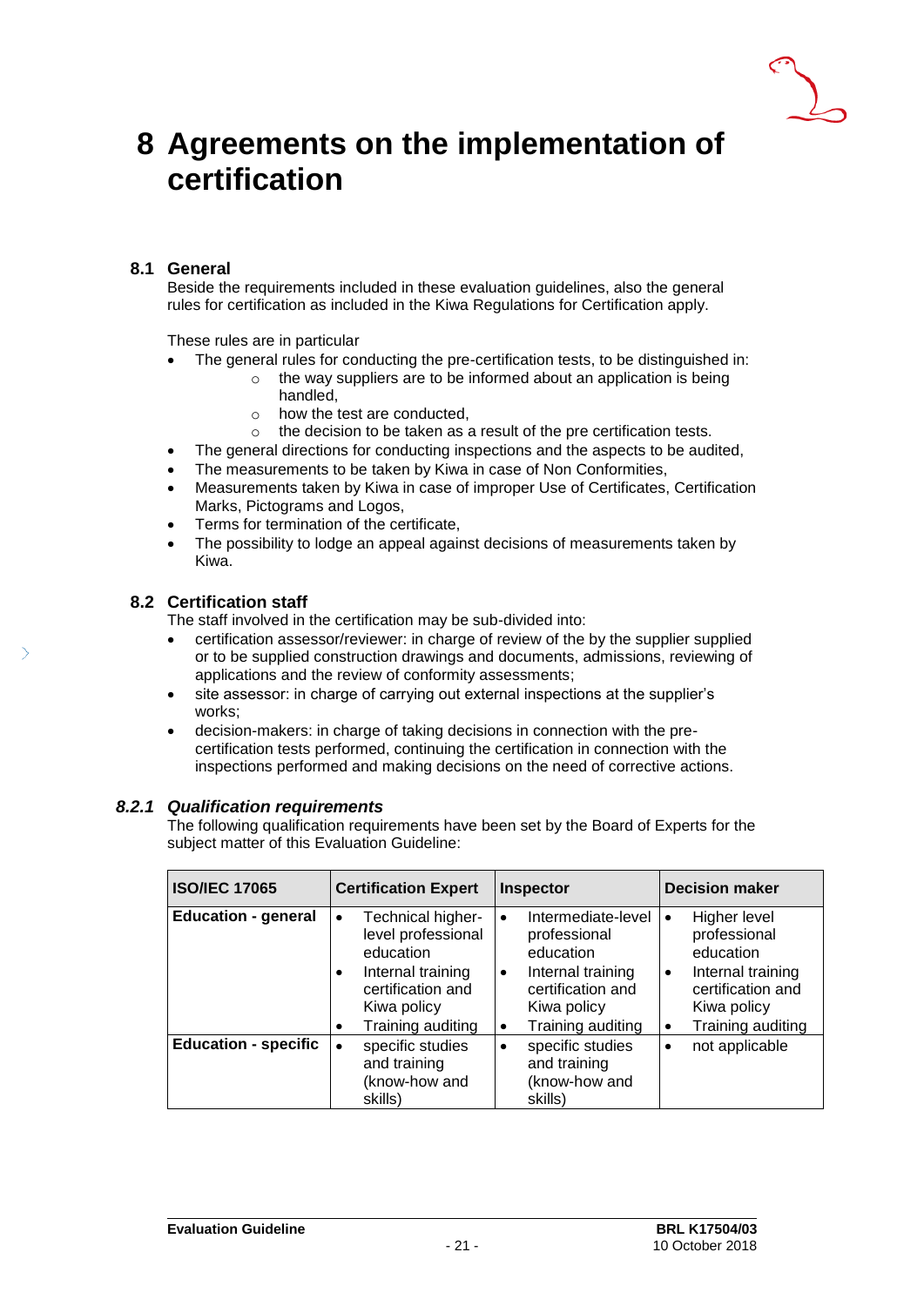# 8 Agreements on the implementation of certification

## 8.1 General

Beside the requirements included in these evaluation guidelines, also the general rules for certification as included in the Kiwa Regulations for Certification apply.

These rules are in particular

- The general rules for conducting the pre-certification tests, to be distinguished in:
  - the way suppliers are to be informed about an application is being handled,
  - how the test are conducted,
  - the decision to be taken as a result of the pre certification tests.
- The general directions for conducting inspections and the aspects to be audited,
- The measurements to be taken by Kiwa in case of Non Conformities,
- Measurements taken by Kiwa in case of improper Use of Certificates, Certification Marks, Pictograms and Logos,
- Terms for termination of the certificate,
- The possibility to lodge an appeal against decisions of measurements taken by Kiwa.

## 8.2 Certification staff

The staff involved in the certification may be sub-divided into:

- certification assessor/reviewer: in charge of review of the by the supplier supplied or to be supplied construction drawings and documents, admissions, reviewing of applications and the review of conformity assessments;
- site assessor: in charge of carrying out external inspections at the supplier's works;
- decision-makers: in charge of taking decisions in connection with the pre-certification tests performed, continuing the certification in connection with the inspections performed and making decisions on the need of corrective actions.

### *8.2.1 Qualification requirements*

The following qualification requirements have been set by the Board of Experts for the subject matter of this Evaluation Guideline:

| ISO/IEC 17065 | Certification Expert | Inspector | Decision maker |
|---|---|---|---|
| **Education - general** | • Technical higher-level professional education<br>• Internal training certification and Kiwa policy<br>• Training auditing | • Intermediate-level professional education<br>• Internal training certification and Kiwa policy<br>• Training auditing | • Higher level professional education<br>• Internal training certification and Kiwa policy<br>• Training auditing |
| **Education - specific** | • specific studies and training (know-how and skills) | • specific studies and training (know-how and skills) | • not applicable |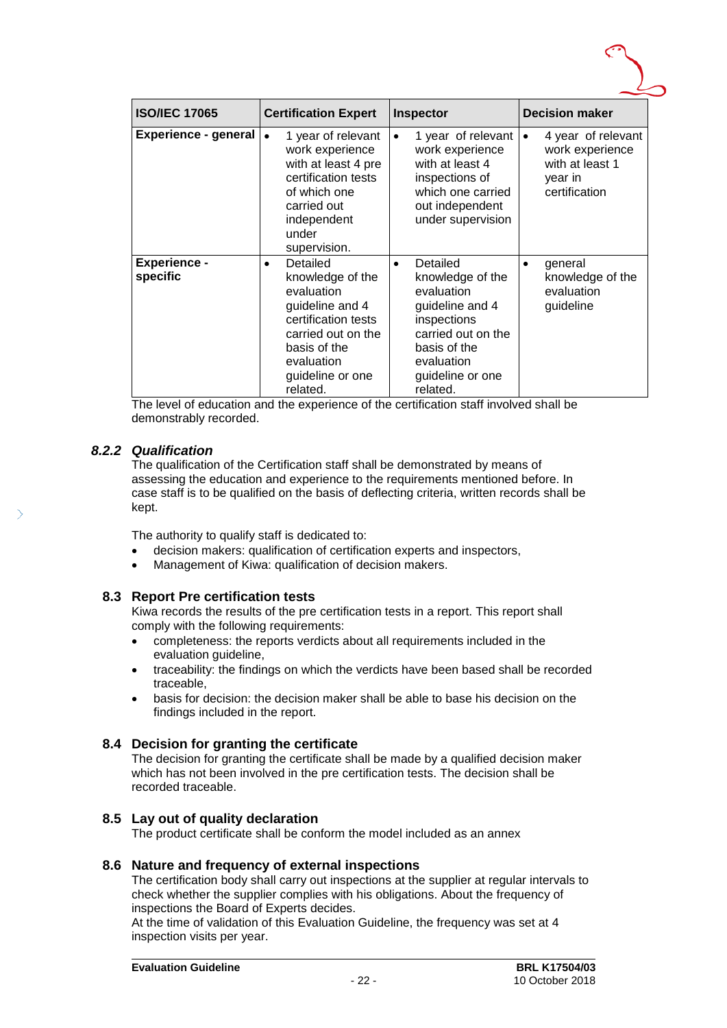| ISO/IEC 17065 | Certification Expert | Inspector | Decision maker |
|---|---|---|---|
| **Experience - general** | • 1 year of relevant work experience with at least 4 pre certification tests of which one carried out independent under supervision. | • 1 year of relevant work experience with at least 4 inspections of which one carried out independent under supervision | • 4 year of relevant work experience with at least 1 year in certification |
| **Experience - specific** | • Detailed knowledge of the evaluation guideline and 4 certification tests carried out on the basis of the evaluation guideline or one related. | • Detailed knowledge of the evaluation guideline and 4 inspections carried out on the basis of the evaluation guideline or one related. | • general knowledge of the evaluation guideline |

The level of education and the experience of the certification staff involved shall be demonstrably recorded.

### *8.2.2 Qualification*

The qualification of the Certification staff shall be demonstrated by means of assessing the education and experience to the requirements mentioned before. In case staff is to be qualified on the basis of deflecting criteria, written records shall be kept.

The authority to qualify staff is dedicated to:

- decision makers: qualification of certification experts and inspectors,
- Management of Kiwa: qualification of decision makers.

## 8.3 Report Pre certification tests

Kiwa records the results of the pre certification tests in a report. This report shall comply with the following requirements:

- completeness: the reports verdicts about all requirements included in the evaluation guideline,
- traceability: the findings on which the verdicts have been based shall be recorded traceable,
- basis for decision: the decision maker shall be able to base his decision on the findings included in the report.

## 8.4 Decision for granting the certificate

The decision for granting the certificate shall be made by a qualified decision maker which has not been involved in the pre certification tests. The decision shall be recorded traceable.

## 8.5 Lay out of quality declaration

The product certificate shall be conform the model included as an annex

## 8.6 Nature and frequency of external inspections

The certification body shall carry out inspections at the supplier at regular intervals to check whether the supplier complies with his obligations. About the frequency of inspections the Board of Experts decides.

At the time of validation of this Evaluation Guideline, the frequency was set at 4 inspection visits per year.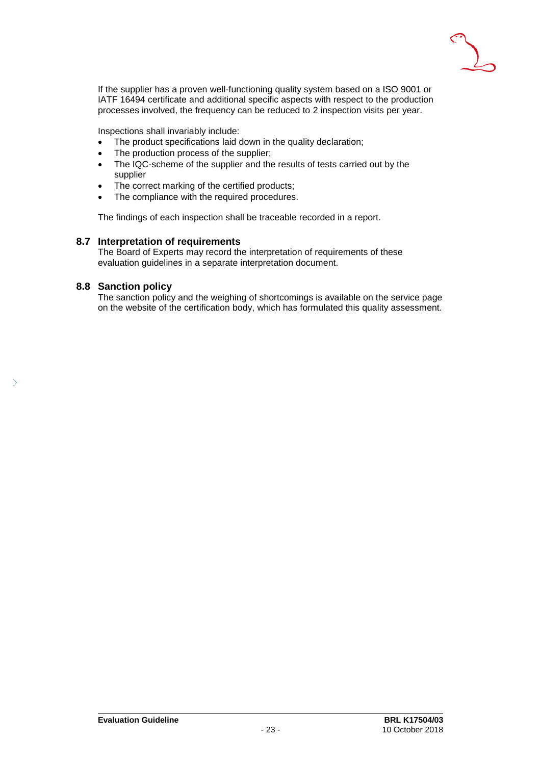If the supplier has a proven well-functioning quality system based on a ISO 9001 or IATF 16494 certificate and additional specific aspects with respect to the production processes involved, the frequency can be reduced to 2 inspection visits per year.

Inspections shall invariably include:

- The product specifications laid down in the quality declaration;
- The production process of the supplier;
- The IQC-scheme of the supplier and the results of tests carried out by the supplier
- The correct marking of the certified products;
- The compliance with the required procedures.

The findings of each inspection shall be traceable recorded in a report.

## 8.7 Interpretation of requirements

The Board of Experts may record the interpretation of requirements of these evaluation guidelines in a separate interpretation document.

## 8.8 Sanction policy

The sanction policy and the weighing of shortcomings is available on the service page on the website of the certification body, which has formulated this quality assessment.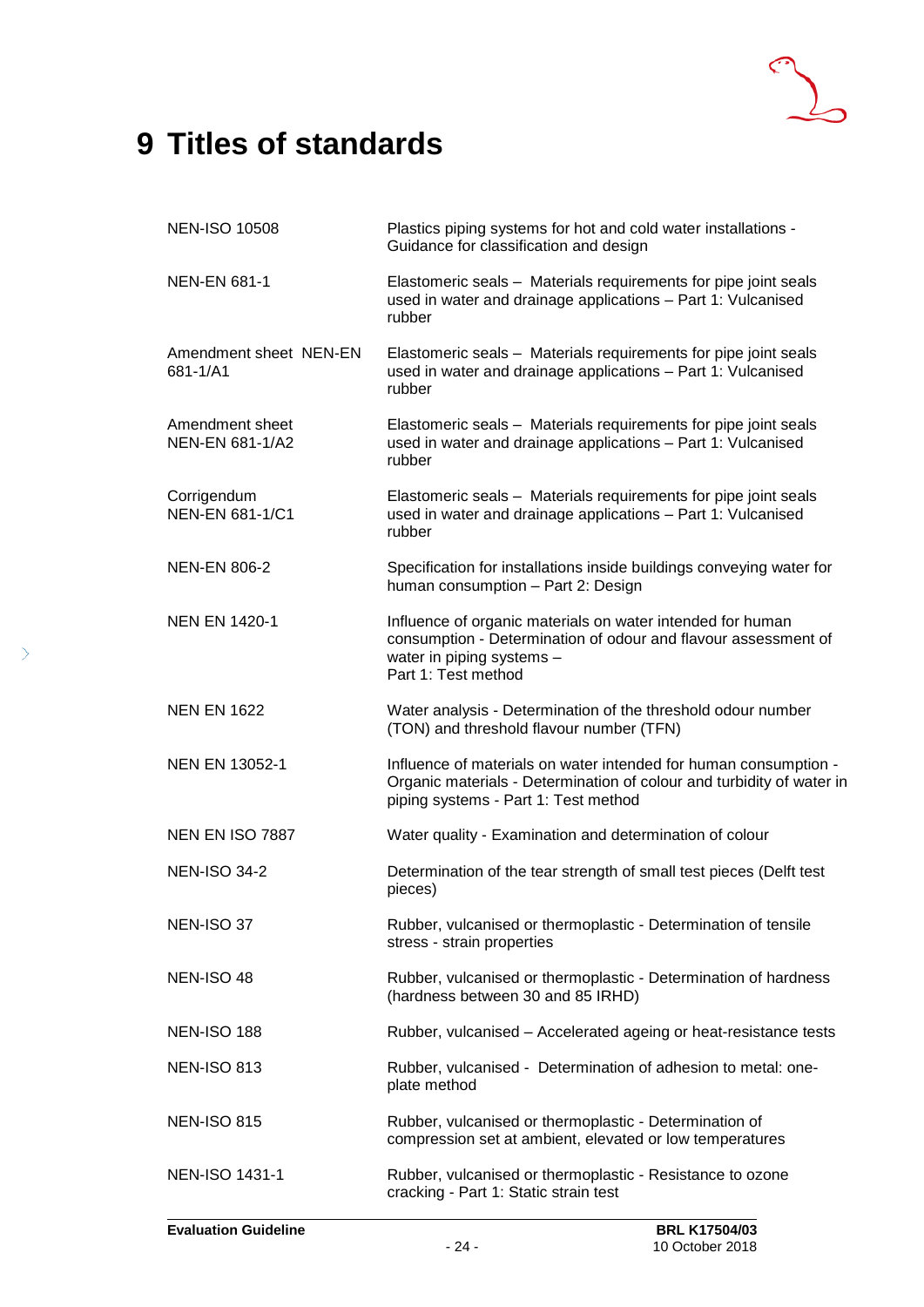# 9 Titles of standards

| | |
|---|---|
| NEN-ISO 10508 | Plastics piping systems for hot and cold water installations - Guidance for classification and design |
| NEN-EN 681-1 | Elastomeric seals – Materials requirements for pipe joint seals used in water and drainage applications – Part 1: Vulcanised rubber |
| Amendment sheet NEN-EN 681-1/A1 | Elastomeric seals – Materials requirements for pipe joint seals used in water and drainage applications – Part 1: Vulcanised rubber |
| Amendment sheet NEN-EN 681-1/A2 | Elastomeric seals – Materials requirements for pipe joint seals used in water and drainage applications – Part 1: Vulcanised rubber |
| Corrigendum NEN-EN 681-1/C1 | Elastomeric seals – Materials requirements for pipe joint seals used in water and drainage applications – Part 1: Vulcanised rubber |
| NEN-EN 806-2 | Specification for installations inside buildings conveying water for human consumption – Part 2: Design |
| NEN EN 1420-1 | Influence of organic materials on water intended for human consumption - Determination of odour and flavour assessment of water in piping systems – Part 1: Test method |
| NEN EN 1622 | Water analysis - Determination of the threshold odour number (TON) and threshold flavour number (TFN) |
| NEN EN 13052-1 | Influence of materials on water intended for human consumption - Organic materials - Determination of colour and turbidity of water in piping systems - Part 1: Test method |
| NEN EN ISO 7887 | Water quality - Examination and determination of colour |
| NEN-ISO 34-2 | Determination of the tear strength of small test pieces (Delft test pieces) |
| NEN-ISO 37 | Rubber, vulcanised or thermoplastic - Determination of tensile stress - strain properties |
| NEN-ISO 48 | Rubber, vulcanised or thermoplastic - Determination of hardness (hardness between 30 and 85 IRHD) |
| NEN-ISO 188 | Rubber, vulcanised – Accelerated ageing or heat-resistance tests |
| NEN-ISO 813 | Rubber, vulcanised - Determination of adhesion to metal: one-plate method |
| NEN-ISO 815 | Rubber, vulcanised or thermoplastic - Determination of compression set at ambient, elevated or low temperatures |
| NEN-ISO 1431-1 | Rubber, vulcanised or thermoplastic - Resistance to ozone cracking - Part 1: Static strain test |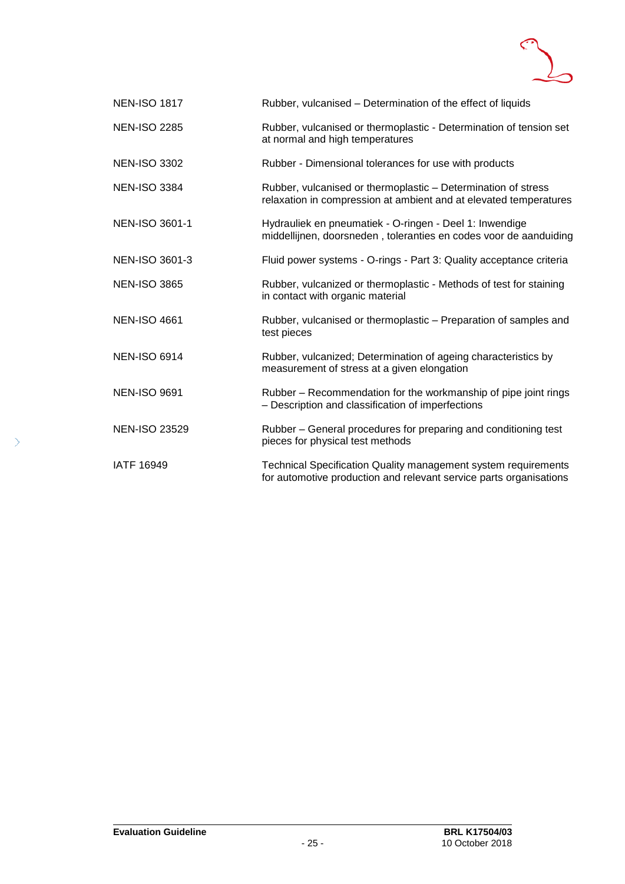| | |
|---|---|
| NEN-ISO 1817 | Rubber, vulcanised – Determination of the effect of liquids |
| NEN-ISO 2285 | Rubber, vulcanised or thermoplastic - Determination of tension set at normal and high temperatures |
| NEN-ISO 3302 | Rubber - Dimensional tolerances for use with products |
| NEN-ISO 3384 | Rubber, vulcanised or thermoplastic – Determination of stress relaxation in compression at ambient and at elevated temperatures |
| NEN-ISO 3601-1 | Hydrauliek en pneumatiek - O-ringen - Deel 1: Inwendige middellijnen, doorsneden , toleranties en codes voor de aanduiding |
| NEN-ISO 3601-3 | Fluid power systems - O-rings - Part 3: Quality acceptance criteria |
| NEN-ISO 3865 | Rubber, vulcanized or thermoplastic - Methods of test for staining in contact with organic material |
| NEN-ISO 4661 | Rubber, vulcanised or thermoplastic – Preparation of samples and test pieces |
| NEN-ISO 6914 | Rubber, vulcanized; Determination of ageing characteristics by measurement of stress at a given elongation |
| NEN-ISO 9691 | Rubber – Recommendation for the workmanship of pipe joint rings – Description and classification of imperfections |
| NEN-ISO 23529 | Rubber – General procedures for preparing and conditioning test pieces for physical test methods |
| IATF 16949 | Technical Specification Quality management system requirements for automotive production and relevant service parts organisations |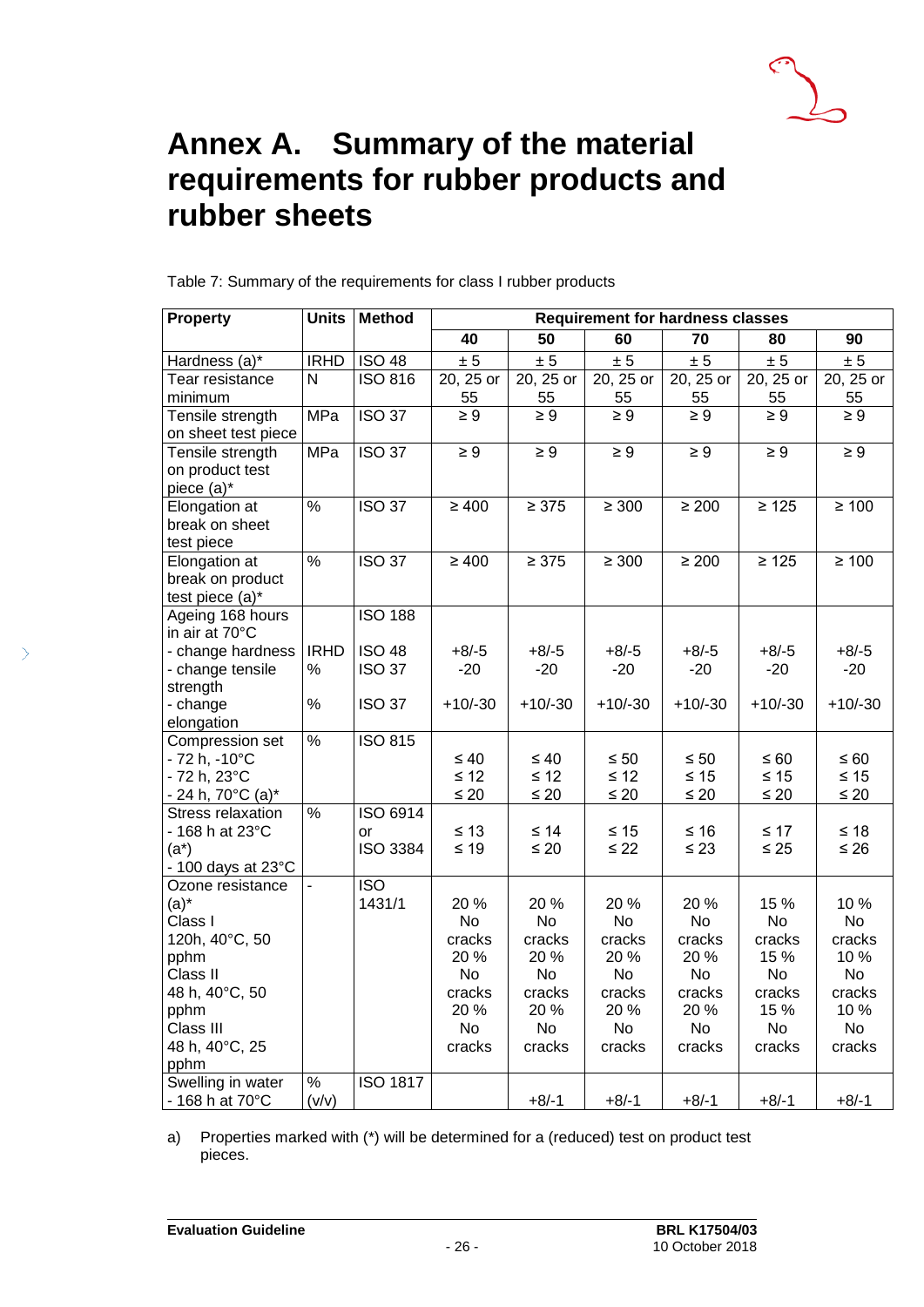# Annex A. Summary of the material requirements for rubber products and rubber sheets

Table 7: Summary of the requirements for class I rubber products

| Property | Units | Method | Requirement for hardness classes | | | | | |
|---|---|---|---|---|---|---|---|---|
| | | | 40 | 50 | 60 | 70 | 80 | 90 |
| Hardness (a)* | IRHD | ISO 48 | ± 5 | ± 5 | ± 5 | ± 5 | ± 5 | ± 5 |
| Tear resistance minimum | N | ISO 816 | 20, 25 or 55 | 20, 25 or 55 | 20, 25 or 55 | 20, 25 or 55 | 20, 25 or 55 | 20, 25 or 55 |
| Tensile strength on sheet test piece | MPa | ISO 37 | ≥ 9 | ≥ 9 | ≥ 9 | ≥ 9 | ≥ 9 | ≥ 9 |
| Tensile strength on product test piece (a)* | MPa | ISO 37 | ≥ 9 | ≥ 9 | ≥ 9 | ≥ 9 | ≥ 9 | ≥ 9 |
| Elongation at break on sheet test piece | % | ISO 37 | ≥ 400 | ≥ 375 | ≥ 300 | ≥ 200 | ≥ 125 | ≥ 100 |
| Elongation at break on product test piece (a)* | % | ISO 37 | ≥ 400 | ≥ 375 | ≥ 300 | ≥ 200 | ≥ 125 | ≥ 100 |
| Ageing 168 hours in air at 70°C | | ISO 188 | | | | | | |
| - change hardness | IRHD | ISO 48 | +8/-5 | +8/-5 | +8/-5 | +8/-5 | +8/-5 | +8/-5 |
| - change tensile strength | % | ISO 37 | -20 | -20 | -20 | -20 | -20 | -20 |
| - change elongation | % | ISO 37 | +10/-30 | +10/-30 | +10/-30 | +10/-30 | +10/-30 | +10/-30 |
| Compression set | % | ISO 815 | | | | | | |
| - 72 h, -10°C | | | ≤ 40 | ≤ 40 | ≤ 50 | ≤ 50 | ≤ 60 | ≤ 60 |
| - 72 h, 23°C | | | ≤ 12 | ≤ 12 | ≤ 12 | ≤ 15 | ≤ 15 | ≤ 15 |
| - 24 h, 70°C (a)* | | | ≤ 20 | ≤ 20 | ≤ 20 | ≤ 20 | ≤ 20 | ≤ 20 |
| Stress relaxation | % | ISO 6914 or ISO 3384 | | | | | | |
| - 168 h at 23°C (a*) | | | ≤ 13 | ≤ 14 | ≤ 15 | ≤ 16 | ≤ 17 | ≤ 18 |
| - 100 days at 23°C | | | ≤ 19 | ≤ 20 | ≤ 22 | ≤ 23 | ≤ 25 | ≤ 26 |
| Ozone resistance (a)* | - | ISO 1431/1 | | | | | | |
| Class I 120h, 40°C, 50 pphm | | | 20 % No cracks | 20 % No cracks | 20 % No cracks | 20 % No cracks | 15 % No cracks | 10 % No cracks |
| Class II 48 h, 40°C, 50 pphm | | | 20 % No cracks | 20 % No cracks | 20 % No cracks | 20 % No cracks | 15 % No cracks | 10 % No cracks |
| Class III 48 h, 40°C, 25 pphm | | | 20 % No cracks | 20 % No cracks | 20 % No cracks | 20 % No cracks | 15 % No cracks | 10 % No cracks |
| Swelling in water - 168 h at 70°C | % (v/v) | ISO 1817 | | +8/-1 | +8/-1 | +8/-1 | +8/-1 | +8/-1 |

a) Properties marked with (*) will be determined for a (reduced) test on product test pieces.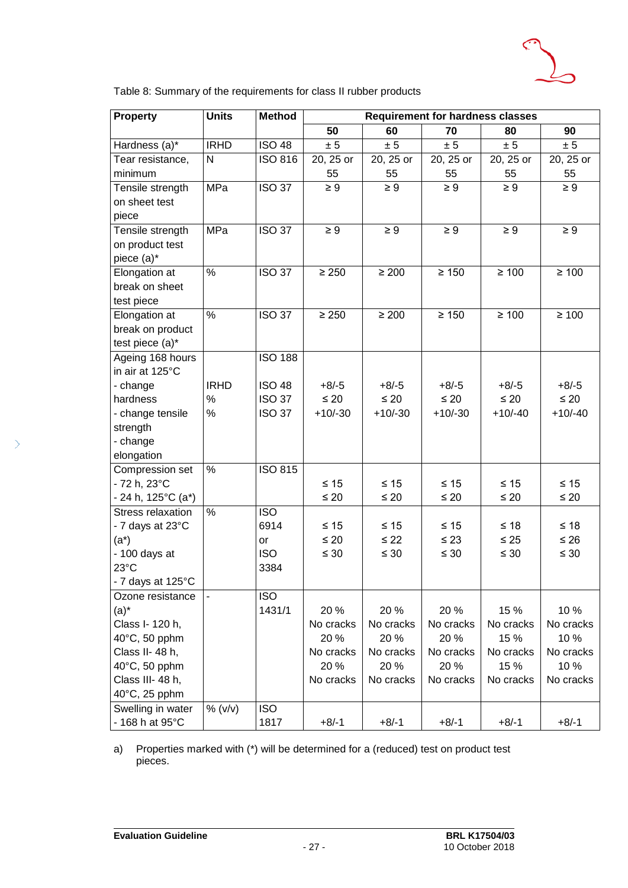Table 8: Summary of the requirements for class II rubber products

| Property | Units | Method | Requirement for hardness classes | | | | |
|---|---|---|---|---|---|---|---|
| | | | 50 | 60 | 70 | 80 | 90 |
| Hardness (a)* | IRHD | ISO 48 | ± 5 | ± 5 | ± 5 | ± 5 | ± 5 |
| Tear resistance, minimum | N | ISO 816 | 20, 25 or 55 | 20, 25 or 55 | 20, 25 or 55 | 20, 25 or 55 | 20, 25 or 55 |
| Tensile strength on sheet test piece | MPa | ISO 37 | ≥ 9 | ≥ 9 | ≥ 9 | ≥ 9 | ≥ 9 |
| Tensile strength on product test piece (a)* | MPa | ISO 37 | ≥ 9 | ≥ 9 | ≥ 9 | ≥ 9 | ≥ 9 |
| Elongation at break on sheet test piece | % | ISO 37 | ≥ 250 | ≥ 200 | ≥ 150 | ≥ 100 | ≥ 100 |
| Elongation at break on product test piece (a)* | % | ISO 37 | ≥ 250 | ≥ 200 | ≥ 150 | ≥ 100 | ≥ 100 |
| Ageing 168 hours in air at 125°C<br>- change hardness<br>- change tensile strength<br>- change elongation | <br>IRHD<br>%<br>% | ISO 188<br>ISO 48<br>ISO 37<br>ISO 37 | <br>+8/-5<br>≤ 20<br>+10/-30 | <br>+8/-5<br>≤ 20<br>+10/-30 | <br>+8/-5<br>≤ 20<br>+10/-30 | <br>+8/-5<br>≤ 20<br>+10/-40 | <br>+8/-5<br>≤ 20<br>+10/-40 |
| Compression set<br>- 72 h, 23°C<br>- 24 h, 125°C (a*) | % | ISO 815 | <br>≤ 15<br>≤ 20 | <br>≤ 15<br>≤ 20 | <br>≤ 15<br>≤ 20 | <br>≤ 15<br>≤ 20 | <br>≤ 15<br>≤ 20 |
| Stress relaxation<br>- 7 days at 23°C (a*)<br>- 100 days at 23°C<br>- 7 days at 125°C | % | ISO 6914 or ISO 3384 | <br>≤ 15<br>≤ 20<br>≤ 30 | <br>≤ 15<br>≤ 22<br>≤ 30 | <br>≤ 15<br>≤ 23<br>≤ 30 | <br>≤ 18<br>≤ 25<br>≤ 30 | <br>≤ 18<br>≤ 26<br>≤ 30 |
| Ozone resistance (a)*<br>Class I- 120 h, 40°C, 50 pphm<br>Class II- 48 h, 40°C, 50 pphm<br>Class III- 48 h, 40°C, 25 pphm | - | ISO 1431/1 | 20 %<br>No cracks<br>20 %<br>No cracks<br>20 %<br>No cracks | 20 %<br>No cracks<br>20 %<br>No cracks<br>20 %<br>No cracks | 20 %<br>No cracks<br>20 %<br>No cracks<br>20 %<br>No cracks | 15 %<br>No cracks<br>15 %<br>No cracks<br>15 %<br>No cracks | 10 %<br>No cracks<br>10 %<br>No cracks<br>10 %<br>No cracks |
| Swelling in water<br>- 168 h at 95°C | % (v/v) | ISO 1817 | +8/-1 | +8/-1 | +8/-1 | +8/-1 | +8/-1 |

a) Properties marked with (*) will be determined for a (reduced) test on product test pieces.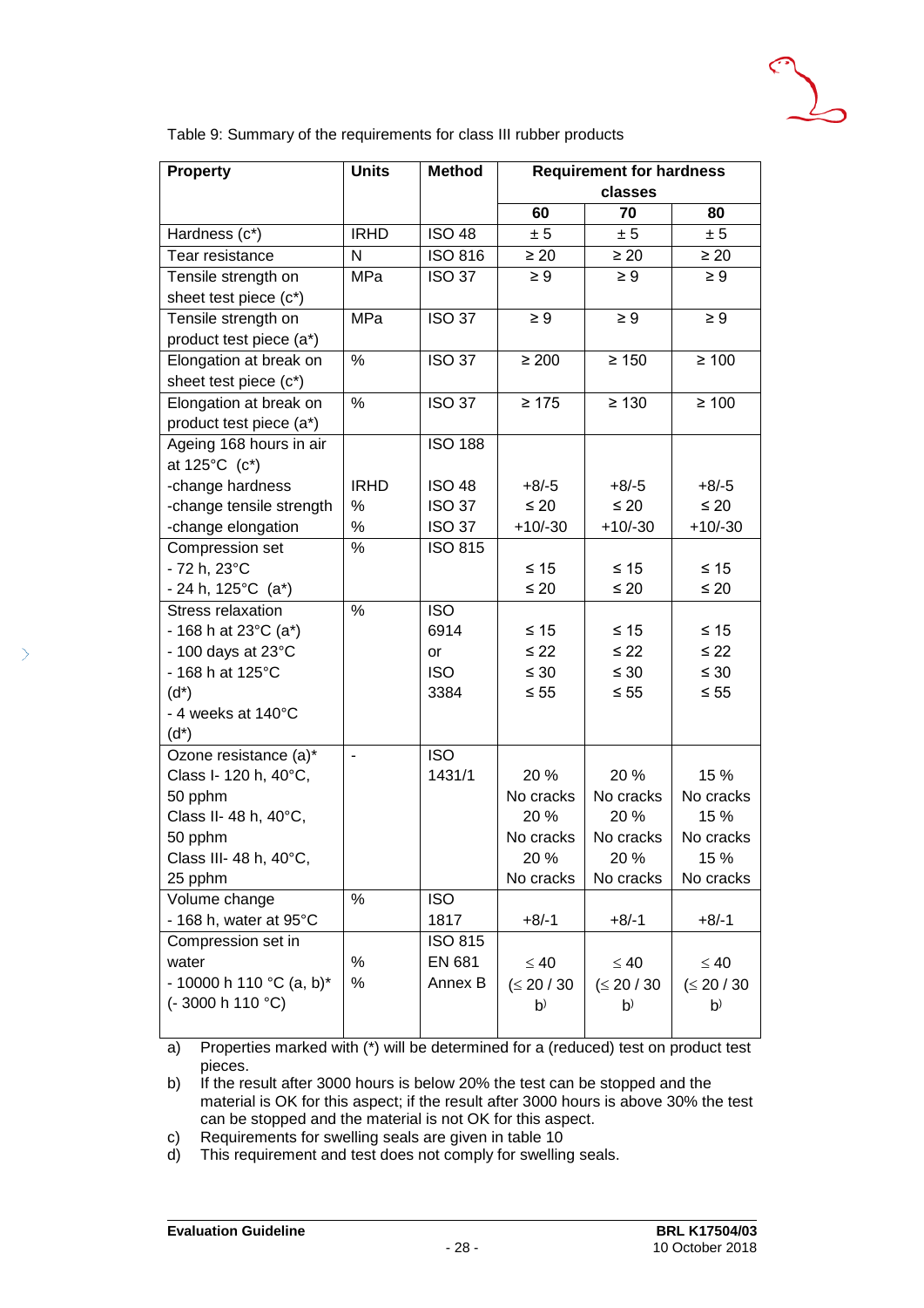Table 9: Summary of the requirements for class III rubber products

| Property | Units | Method | Requirement for hardness classes | | |
|---|---|---|---|---|---|
| | | | 60 | 70 | 80 |
| Hardness (c*) | IRHD | ISO 48 | ± 5 | ± 5 | ± 5 |
| Tear resistance | N | ISO 816 | ≥ 20 | ≥ 20 | ≥ 20 |
| Tensile strength on sheet test piece (c*) | MPa | ISO 37 | ≥ 9 | ≥ 9 | ≥ 9 |
| Tensile strength on product test piece (a*) | MPa | ISO 37 | ≥ 9 | ≥ 9 | ≥ 9 |
| Elongation at break on sheet test piece (c*) | % | ISO 37 | ≥ 200 | ≥ 150 | ≥ 100 |
| Elongation at break on product test piece (a*) | % | ISO 37 | ≥ 175 | ≥ 130 | ≥ 100 |
| Ageing 168 hours in air at 125°C (c*)<br>-change hardness<br>-change tensile strength<br>-change elongation | <br><br>IRHD<br>%<br>% | ISO 188<br><br>ISO 48<br>ISO 37<br>ISO 37 | <br><br>+8/-5<br>≤ 20<br>+10/-30 | <br><br>+8/-5<br>≤ 20<br>+10/-30 | <br><br>+8/-5<br>≤ 20<br>+10/-30 |
| Compression set<br>- 72 h, 23°C<br>- 24 h, 125°C (a*) | % | ISO 815 | <br>≤ 15<br>≤ 20 | <br>≤ 15<br>≤ 20 | <br>≤ 15<br>≤ 20 |
| Stress relaxation<br>- 168 h at 23°C (a*)<br>- 100 days at 23°C<br>- 168 h at 125°C (d*)<br>- 4 weeks at 140°C (d*) | % | ISO 6914 or ISO 3384 | <br>≤ 15<br>≤ 22<br>≤ 30<br>≤ 55 | <br>≤ 15<br>≤ 22<br>≤ 30<br>≤ 55 | <br>≤ 15<br>≤ 22<br>≤ 30<br>≤ 55 |
| Ozone resistance (a)*<br>Class I- 120 h, 40°C, 50 pphm<br>Class II- 48 h, 40°C, 50 pphm<br>Class III- 48 h, 40°C, 25 pphm | - | ISO 1431/1 | <br>20 % No cracks<br>20 % No cracks<br>20 % No cracks | <br>20 % No cracks<br>20 % No cracks<br>20 % No cracks | <br>15 % No cracks<br>15 % No cracks<br>15 % No cracks |
| Volume change<br>- 168 h, water at 95°C | % | ISO 1817 | +8/-1 | +8/-1 | +8/-1 |
| Compression set in water<br>- 10000 h 110 °C (a, b)*<br>(- 3000 h 110 °C) | %<br>% | ISO 815<br>EN 681 Annex B | ≤ 40<br>(≤ 20 / 30 b) | ≤ 40<br>(≤ 20 / 30 b) | ≤ 40<br>(≤ 20 / 30 b) |

a) Properties marked with (*) will be determined for a (reduced) test on product test pieces.

b) If the result after 3000 hours is below 20% the test can be stopped and the material is OK for this aspect; if the result after 3000 hours is above 30% the test can be stopped and the material is not OK for this aspect.

c) Requirements for swelling seals are given in table 10

d) This requirement and test does not comply for swelling seals.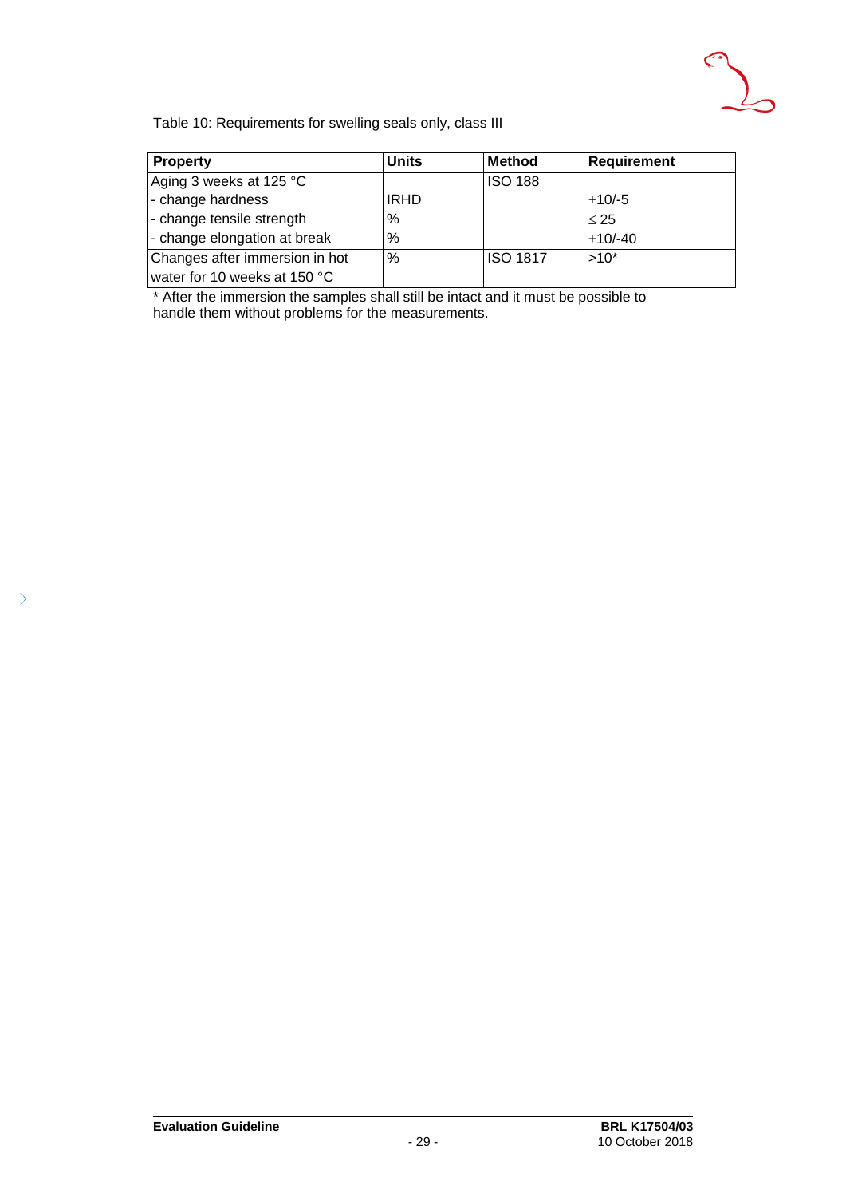Table 10: Requirements for swelling seals only, class III

| Property | Units | Method | Requirement |
|---|---|---|---|
| Aging 3 weeks at 125 °C | | ISO 188 | |
| - change hardness | IRHD | | +10/-5 |
| - change tensile strength | % | | ≤ 25 |
| - change elongation at break | % | | +10/-40 |
| Changes after immersion in hot water for 10 weeks at 150 °C | % | ISO 1817 | >10* |

* After the immersion the samples shall still be intact and it must be possible to handle them without problems for the measurements.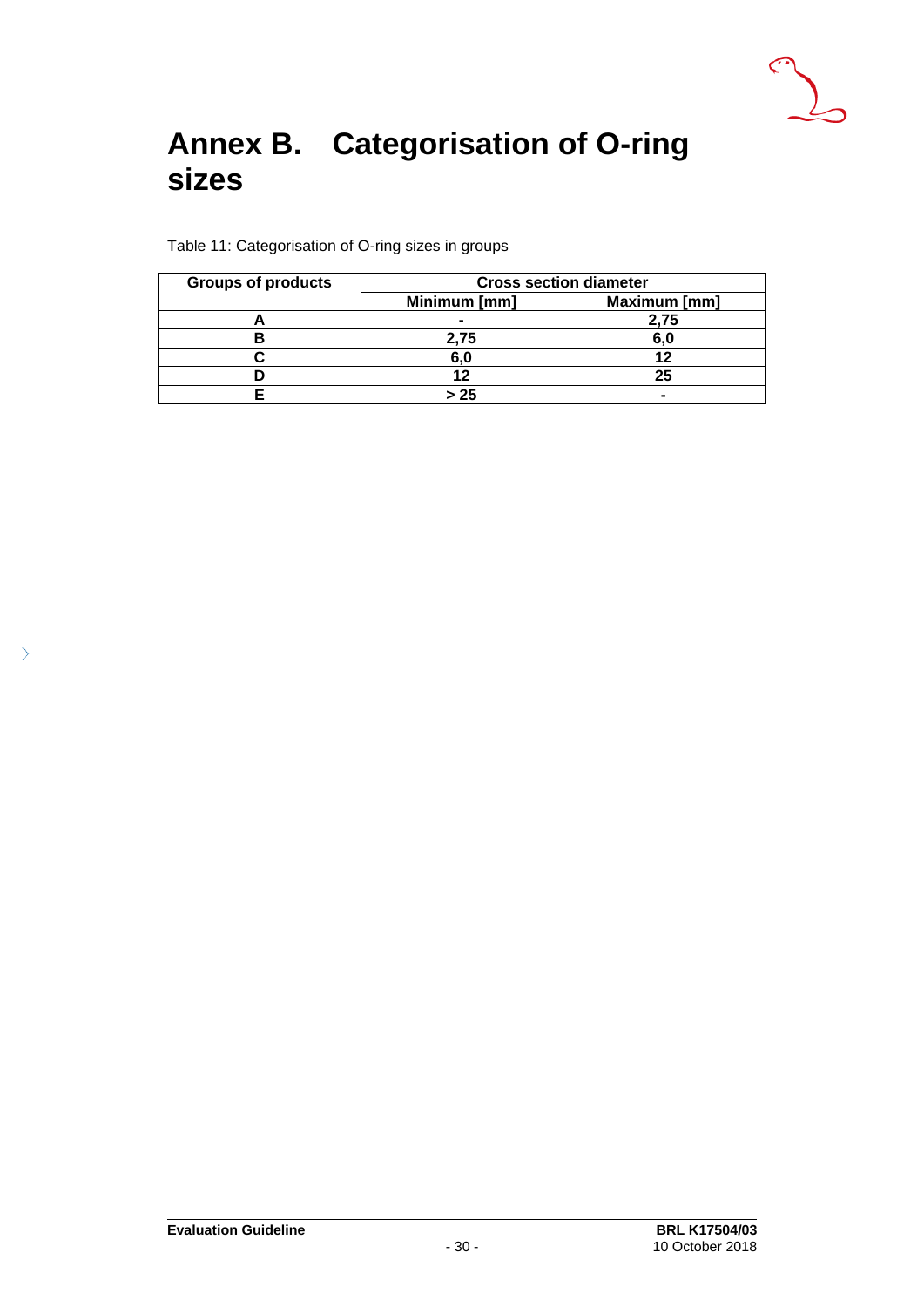# Annex B. Categorisation of O-ring sizes

Table 11: Categorisation of O-ring sizes in groups

| Groups of products | Cross section diameter | |
|---|---|---|
| | Minimum [mm] | Maximum [mm] |
| A | - | 2,75 |
| B | 2,75 | 6,0 |
| C | 6,0 | 12 |
| D | 12 | 25 |
| E | > 25 | - |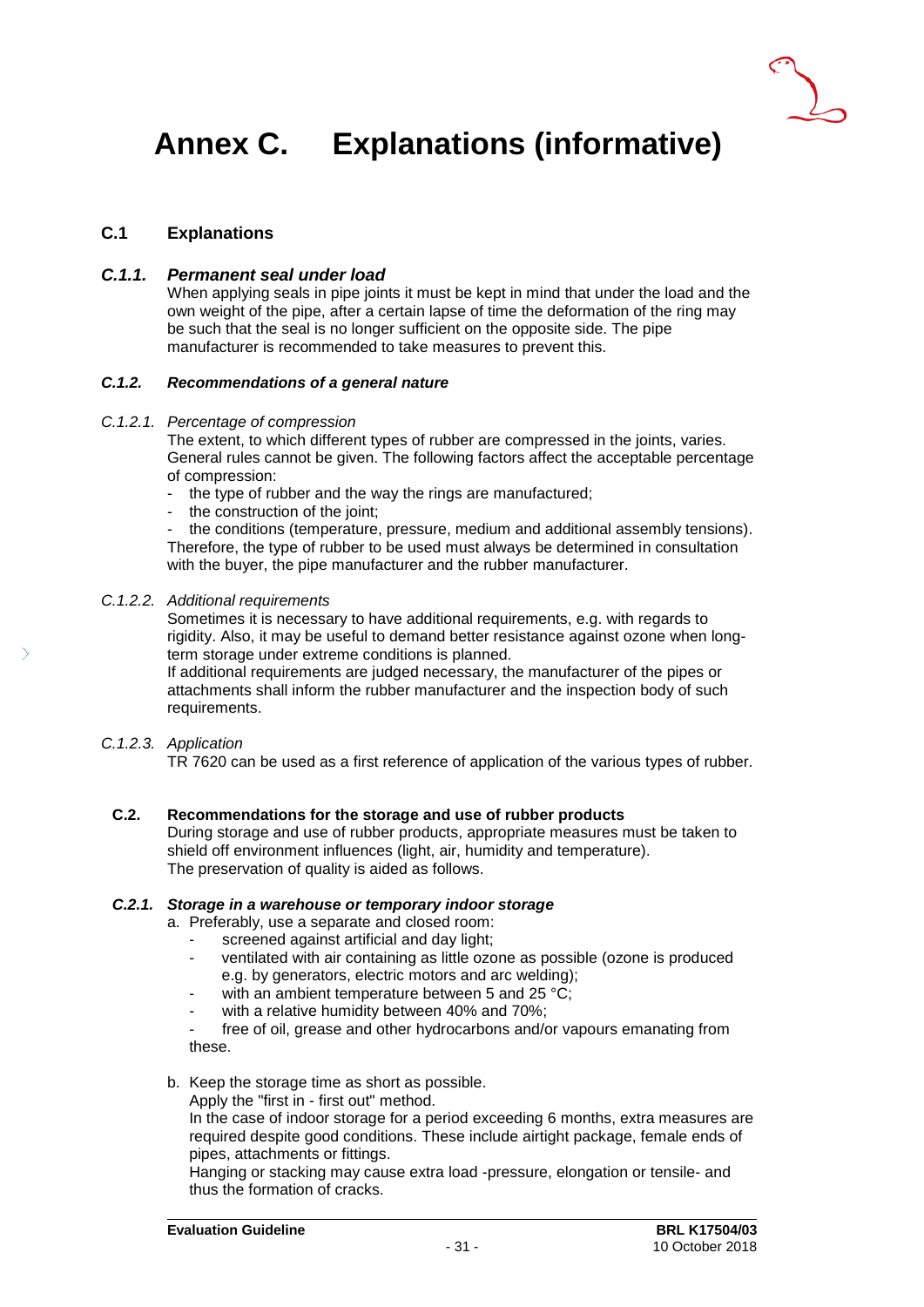# Annex C. Explanations (informative)

## C.1 Explanations

### *C.1.1. Permanent seal under load*

When applying seals in pipe joints it must be kept in mind that under the load and the own weight of the pipe, after a certain lapse of time the deformation of the ring may be such that the seal is no longer sufficient on the opposite side. The pipe manufacturer is recommended to take measures to prevent this.

### *C.1.2. Recommendations of a general nature*

*C.1.2.1. Percentage of compression*

The extent, to which different types of rubber are compressed in the joints, varies. General rules cannot be given. The following factors affect the acceptable percentage of compression:

- the type of rubber and the way the rings are manufactured;
- the construction of the joint;
- the conditions (temperature, pressure, medium and additional assembly tensions).

Therefore, the type of rubber to be used must always be determined in consultation with the buyer, the pipe manufacturer and the rubber manufacturer.

*C.1.2.2. Additional requirements*

Sometimes it is necessary to have additional requirements, e.g. with regards to rigidity. Also, it may be useful to demand better resistance against ozone when long-term storage under extreme conditions is planned.

If additional requirements are judged necessary, the manufacturer of the pipes or attachments shall inform the rubber manufacturer and the inspection body of such requirements.

*C.1.2.3. Application*

TR 7620 can be used as a first reference of application of the various types of rubber.

## C.2. Recommendations for the storage and use of rubber products

During storage and use of rubber products, appropriate measures must be taken to shield off environment influences (light, air, humidity and temperature).

The preservation of quality is aided as follows.

### *C.2.1. Storage in a warehouse or temporary indoor storage*

a. Preferably, use a separate and closed room:
   - screened against artificial and day light;
   - ventilated with air containing as little ozone as possible (ozone is produced e.g. by generators, electric motors and arc welding);
   - with an ambient temperature between 5 and 25 °C;
   - with a relative humidity between 40% and 70%;
   - free of oil, grease and other hydrocarbons and/or vapours emanating from these.

b. Keep the storage time as short as possible.
   Apply the "first in - first out" method.
   In the case of indoor storage for a period exceeding 6 months, extra measures are required despite good conditions. These include airtight package, female ends of pipes, attachments or fittings.
   Hanging or stacking may cause extra load -pressure, elongation or tensile- and thus the formation of cracks.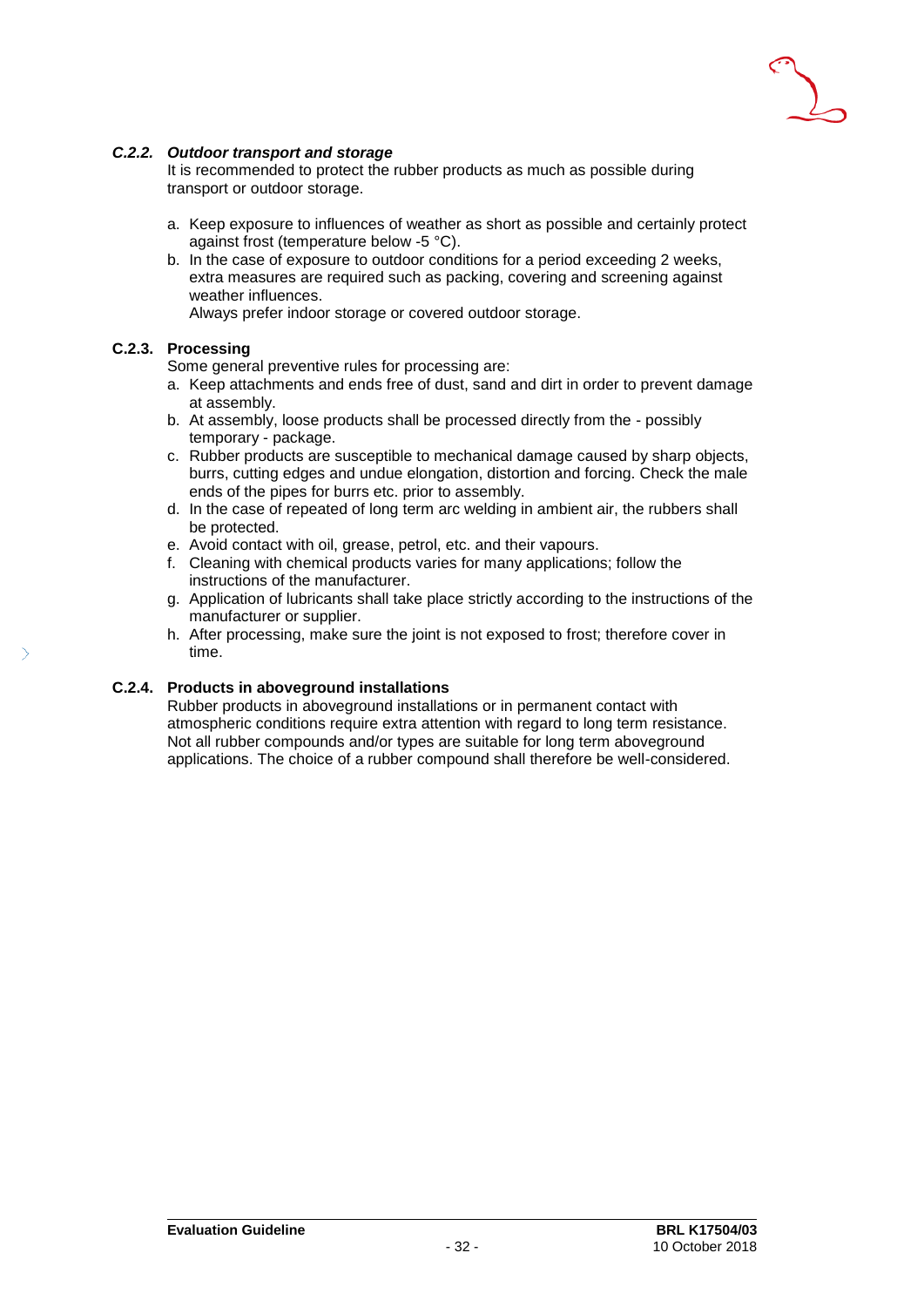#### *C.2.2. Outdoor transport and storage*

It is recommended to protect the rubber products as much as possible during transport or outdoor storage.

a. Keep exposure to influences of weather as short as possible and certainly protect against frost (temperature below -5 °C).
b. In the case of exposure to outdoor conditions for a period exceeding 2 weeks, extra measures are required such as packing, covering and screening against weather influences.
   Always prefer indoor storage or covered outdoor storage.

#### C.2.3. Processing

Some general preventive rules for processing are:

a. Keep attachments and ends free of dust, sand and dirt in order to prevent damage at assembly.
b. At assembly, loose products shall be processed directly from the - possibly temporary - package.
c. Rubber products are susceptible to mechanical damage caused by sharp objects, burrs, cutting edges and undue elongation, distortion and forcing. Check the male ends of the pipes for burrs etc. prior to assembly.
d. In the case of repeated of long term arc welding in ambient air, the rubbers shall be protected.
e. Avoid contact with oil, grease, petrol, etc. and their vapours.
f. Cleaning with chemical products varies for many applications; follow the instructions of the manufacturer.
g. Application of lubricants shall take place strictly according to the instructions of the manufacturer or supplier.
h. After processing, make sure the joint is not exposed to frost; therefore cover in time.

#### C.2.4. Products in aboveground installations

Rubber products in aboveground installations or in permanent contact with atmospheric conditions require extra attention with regard to long term resistance. Not all rubber compounds and/or types are suitable for long term aboveground applications. The choice of a rubber compound shall therefore be well-considered.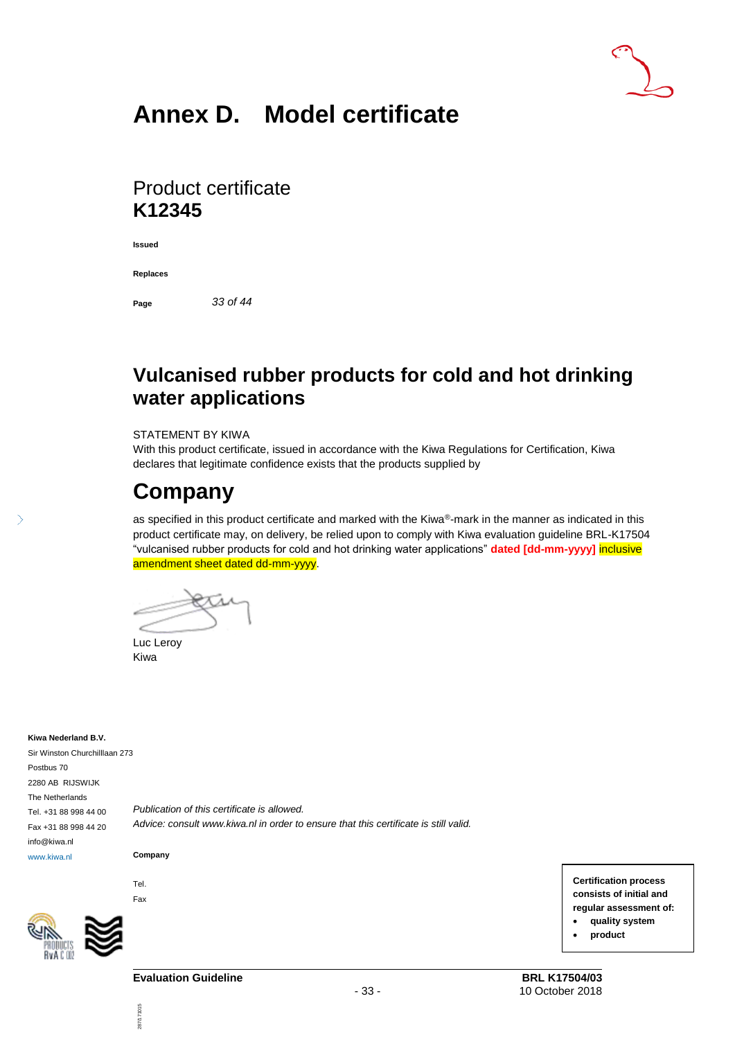# Annex D. Model certificate

Product certificate
**K12345**

**Issued**

**Replaces**

**Page** *33 of 44*

## Vulcanised rubber products for cold and hot drinking water applications

STATEMENT BY KIWA
With this product certificate, issued in accordance with the Kiwa Regulations for Certification, Kiwa declares that legitimate confidence exists that the products supplied by

# Company

as specified in this product certificate and marked with the Kiwa®-mark in the manner as indicated in this product certificate may, on delivery, be relied upon to comply with Kiwa evaluation guideline BRL-K17504 "vulcanised rubber products for cold and hot drinking water applications" **dated [dd-mm-yyyy]** inclusive amendment sheet dated dd-mm-yyyy.

Luc Leroy
Kiwa

**Kiwa Nederland B.V.**
Sir Winston Churchilllaan 273
Postbus 70
2280 AB RIJSWIJK
The Netherlands
Tel. +31 88 998 44 00
Fax +31 88 998 44 20
info@kiwa.nl
www.kiwa.nl

*Publication of this certificate is allowed.*
*Advice: consult www.kiwa.nl in order to ensure that this certificate is still valid.*

**Company**

Tel.
Fax

**Certification process consists of initial and regular assessment of:**
- **quality system**
- **product**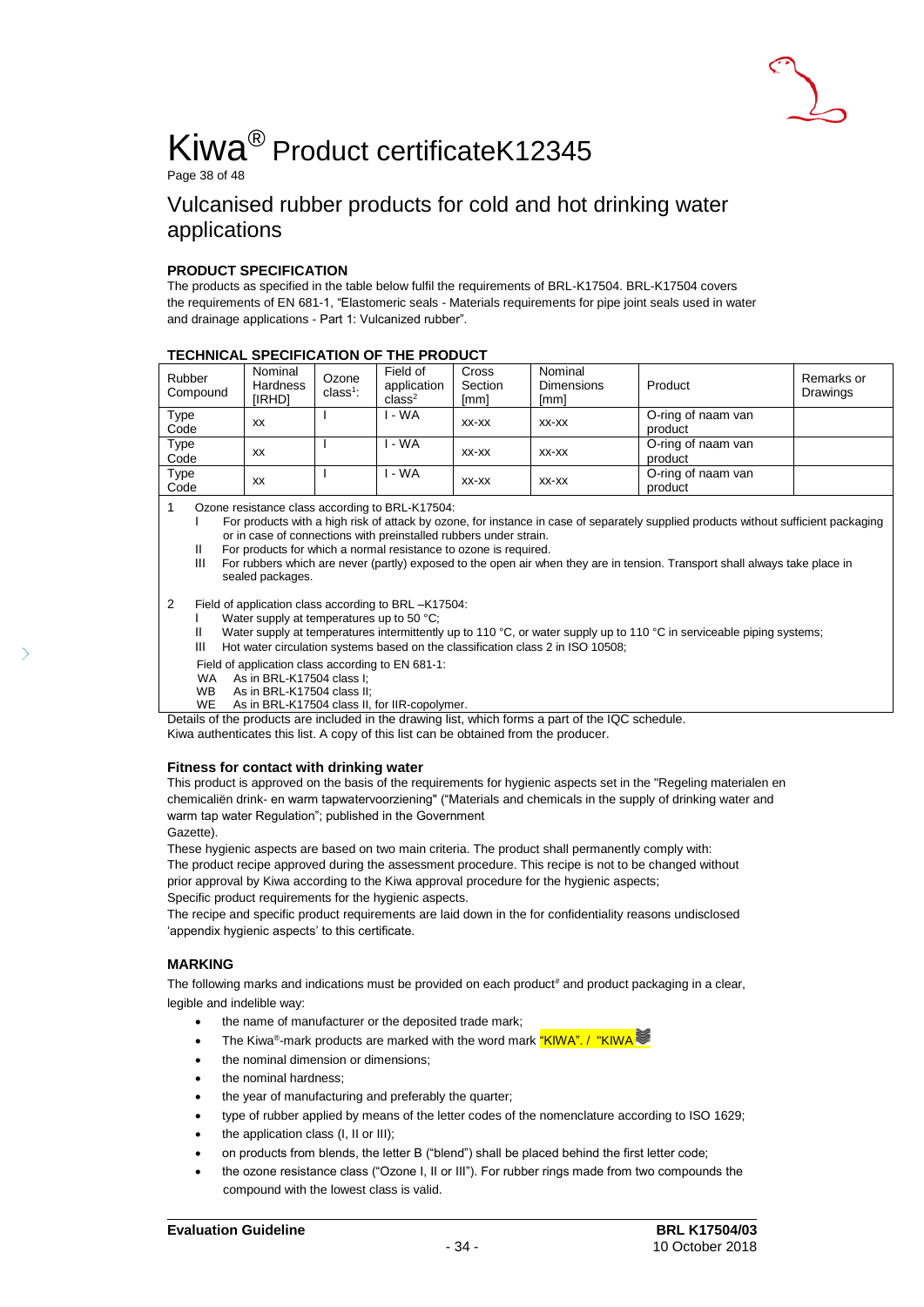# Kiwa® Product certificateK12345

Page 38 of 48

## Vulcanised rubber products for cold and hot drinking water applications

### PRODUCT SPECIFICATION

The products as specified in the table below fulfil the requirements of BRL-K17504. BRL-K17504 covers the requirements of EN 681-1, "Elastomeric seals - Materials requirements for pipe joint seals used in water and drainage applications - Part 1: Vulcanized rubber".

### TECHNICAL SPECIFICATION OF THE PRODUCT

| Rubber Compound | Nominal Hardness [IRHD] | Ozone class[1]: | Field of application class[2] | Cross Section [mm] | Nominal Dimensions [mm] | Product | Remarks or Drawings |
|---|---|---|---|---|---|---|---|
| Type Code | xx | I | I - WA | xx-xx | xx-xx | O-ring of naam van product | |
| Type Code | xx | I | I - WA | xx-xx | xx-xx | O-ring of naam van product | |
| Type Code | xx | I | I - WA | xx-xx | xx-xx | O-ring of naam van product | |

1 Ozone resistance class according to BRL-K17504:
- I For products with a high risk of attack by ozone, for instance in case of separately supplied products without sufficient packaging or in case of connections with preinstalled rubbers under strain.
- II For products for which a normal resistance to ozone is required.
- III For rubbers which are never (partly) exposed to the open air when they are in tension. Transport shall always take place in sealed packages.

2 Field of application class according to BRL –K17504:
- I Water supply at temperatures up to 50 °C;
- II Water supply at temperatures intermittently up to 110 °C, or water supply up to 110 °C in serviceable piping systems;
- III Hot water circulation systems based on the classification class 2 in ISO 10508;

Field of application class according to EN 681-1:
- WA As in BRL-K17504 class I;
- WB As in BRL-K17504 class II;
- WE As in BRL-K17504 class II, for IIR-copolymer.

Details of the products are included in the drawing list, which forms a part of the IQC schedule.
Kiwa authenticates this list. A copy of this list can be obtained from the producer.

### Fitness for contact with drinking water

This product is approved on the basis of the requirements for hygienic aspects set in the "Regeling materialen en chemicaliën drink- en warm tapwatervoorziening" ("Materials and chemicals in the supply of drinking water and warm tap water Regulation"; published in the Government Gazette).

These hygienic aspects are based on two main criteria. The product shall permanently comply with:
The product recipe approved during the assessment procedure. This recipe is not to be changed without prior approval by Kiwa according to the Kiwa approval procedure for the hygienic aspects;
Specific product requirements for the hygienic aspects.
The recipe and specific product requirements are laid down in the for confidentiality reasons undisclosed 'appendix hygienic aspects' to this certificate.

### MARKING

The following marks and indications must be provided on each product# and product packaging in a clear, legible and indelible way:

- the name of manufacturer or the deposited trade mark;
- The Kiwa®-mark products are marked with the word mark "KIWA". / "KIWA
- the nominal dimension or dimensions;
- the nominal hardness;
- the year of manufacturing and preferably the quarter;
- type of rubber applied by means of the letter codes of the nomenclature according to ISO 1629;
- the application class (I, II or III);
- on products from blends, the letter B ("blend") shall be placed behind the first letter code;
- the ozone resistance class ("Ozone I, II or III"). For rubber rings made from two compounds the compound with the lowest class is valid.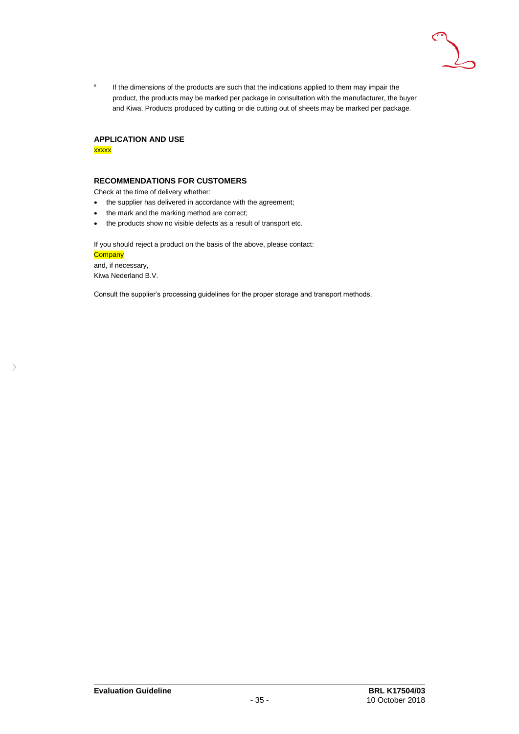# If the dimensions of the products are such that the indications applied to them may impair the product, the products may be marked per package in consultation with the manufacturer, the buyer and Kiwa. Products produced by cutting or die cutting out of sheets may be marked per package.

**APPLICATION AND USE**

xxxxx

**RECOMMENDATIONS FOR CUSTOMERS**

Check at the time of delivery whether:

- the supplier has delivered in accordance with the agreement;
- the mark and the marking method are correct;
- the products show no visible defects as a result of transport etc.

If you should reject a product on the basis of the above, please contact:

Company

and, if necessary,

Kiwa Nederland B.V.

Consult the supplier's processing guidelines for the proper storage and transport methods.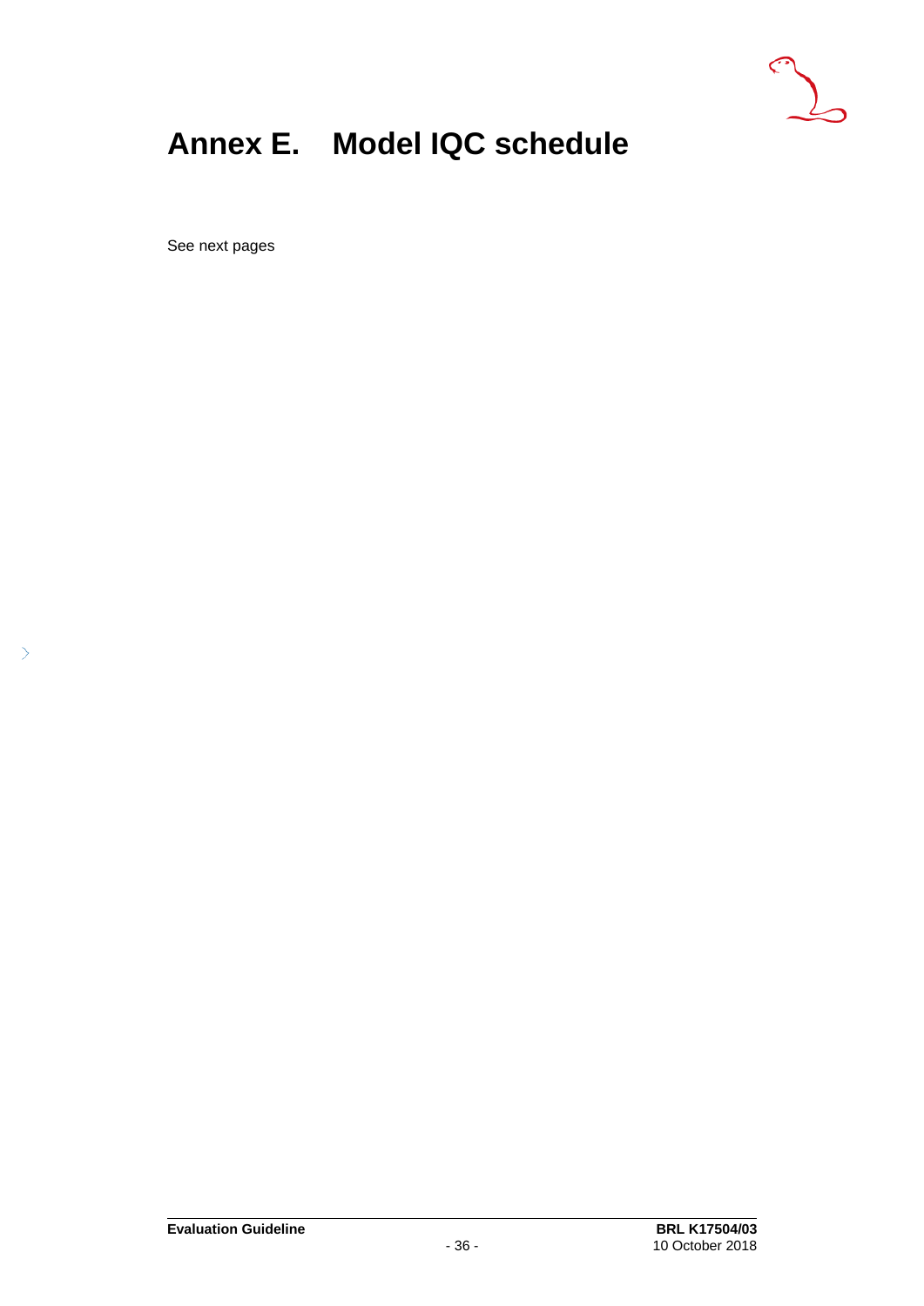# Annex E. Model IQC schedule

See next pages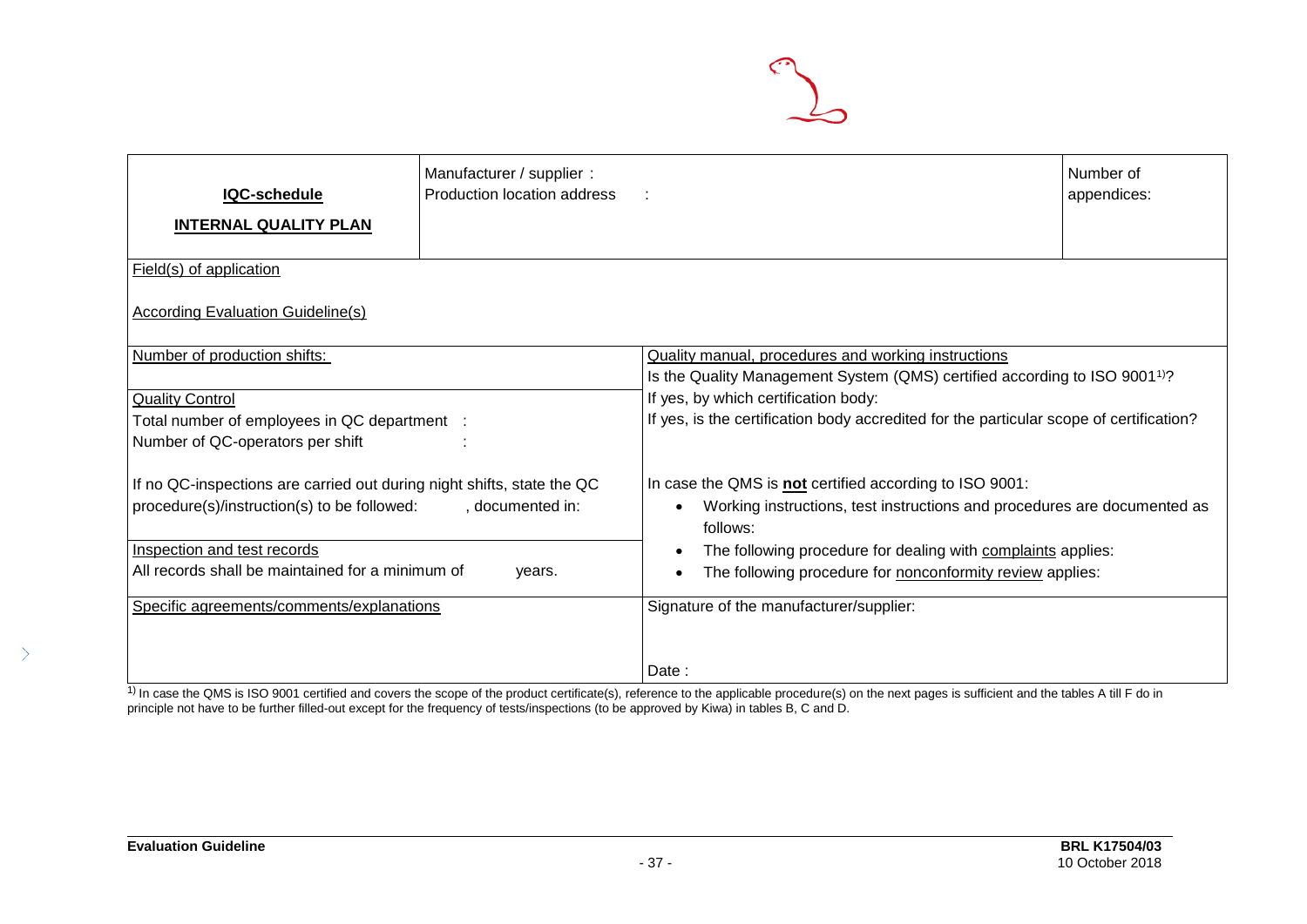| **IQC-schedule**<br><br>**INTERNAL QUALITY PLAN** | Manufacturer / supplier :<br>Production location address : | | Number of appendices: |
|---|---|---|---|
| Field(s) of application<br><br>According Evaluation Guideline(s) | | | |
| Number of production shifts: | | Quality manual, procedures and working instructions<br>Is the Quality Management System (QMS) certified according to ISO 9001[1]?<br>If yes, by which certification body:<br>If yes, is the certification body accredited for the particular scope of certification?<br><br>In case the QMS is **not** certified according to ISO 9001:<br>• Working instructions, test instructions and procedures are documented as follows:<br>• The following procedure for dealing with complaints applies:<br>• The following procedure for nonconformity review applies: | |
| Quality Control<br>Total number of employees in QC department :<br>Number of QC-operators per shift :<br><br>If no QC-inspections are carried out during night shifts, state the QC procedure(s)/instruction(s) to be followed: , documented in: | | | |
| Inspection and test records<br>All records shall be maintained for a minimum of years. | | | |
| Specific agreements/comments/explanations | | Signature of the manufacturer/supplier:<br><br><br>Date : | |

[1] In case the QMS is ISO 9001 certified and covers the scope of the product certificate(s), reference to the applicable procedure(s) on the next pages is sufficient and the tables A till F do in principle not have to be further filled-out except for the frequency of tests/inspections (to be approved by Kiwa) in tables B, C and D.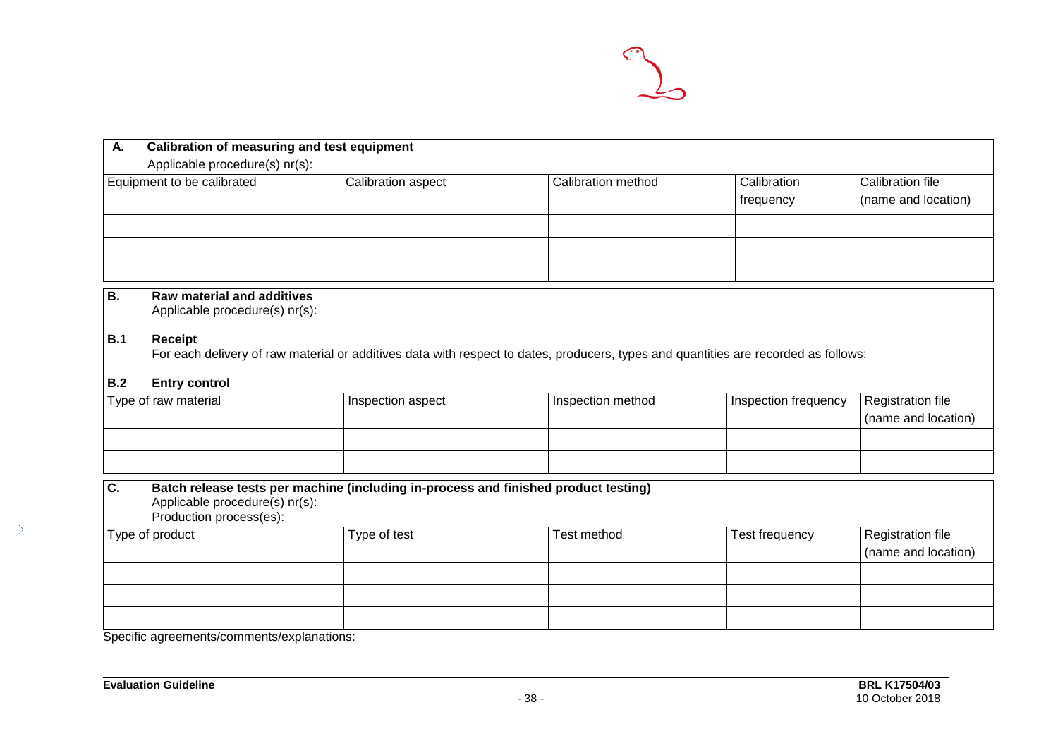| **A.** **Calibration of measuring and test equipment**<br>Applicable procedure(s) nr(s): | | | | |
|---|---|---|---|---|
| Equipment to be calibrated | Calibration aspect | Calibration method | Calibration frequency | Calibration file (name and location) |
| | | | | |
| | | | | |
| | | | | |

**B.** **Raw material and additives**
Applicable procedure(s) nr(s):

**B.1** **Receipt**
For each delivery of raw material or additives data with respect to dates, producers, types and quantities are recorded as follows:

**B.2** **Entry control**

| Type of raw material | Inspection aspect | Inspection method | Inspection frequency | Registration file (name and location) |
|---|---|---|---|---|
| | | | | |
| | | | | |

**C.** **Batch release tests per machine (including in-process and finished product testing)**
Applicable procedure(s) nr(s):
Production process(es):

| Type of product | Type of test | Test method | Test frequency | Registration file (name and location) |
|---|---|---|---|---|
| | | | | |
| | | | | |
| | | | | |

Specific agreements/comments/explanations: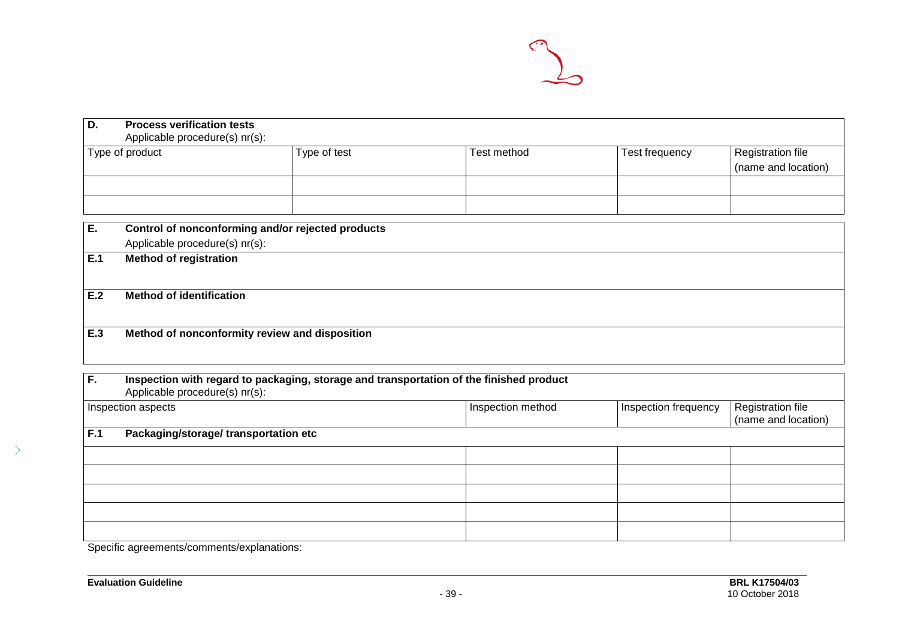| **D.** | **Process verification tests** <br> Applicable procedure(s) nr(s): | | | | |
|---|---|---|---|---|---|
| Type of product | | Type of test | Test method | Test frequency | Registration file (name and location) |
| | | | | | |
| | | | | | |

| **E.** | **Control of nonconforming and/or rejected products** <br> Applicable procedure(s) nr(s): |
|---|---|
| **E.1** | **Method of registration** |
| **E.2** | **Method of identification** |
| **E.3** | **Method of nonconformity review and disposition** |

| **F.** | **Inspection with regard to packaging, storage and transportation of the finished product** <br> Applicable procedure(s) nr(s): | | | |
|---|---|---|---|---|
| Inspection aspects | | Inspection method | Inspection frequency | Registration file (name and location) |
| **F.1** | **Packaging/storage/ transportation etc** | | | |
| | | | | |
| | | | | |
| | | | | |
| | | | | |
| | | | | |

Specific agreements/comments/explanations: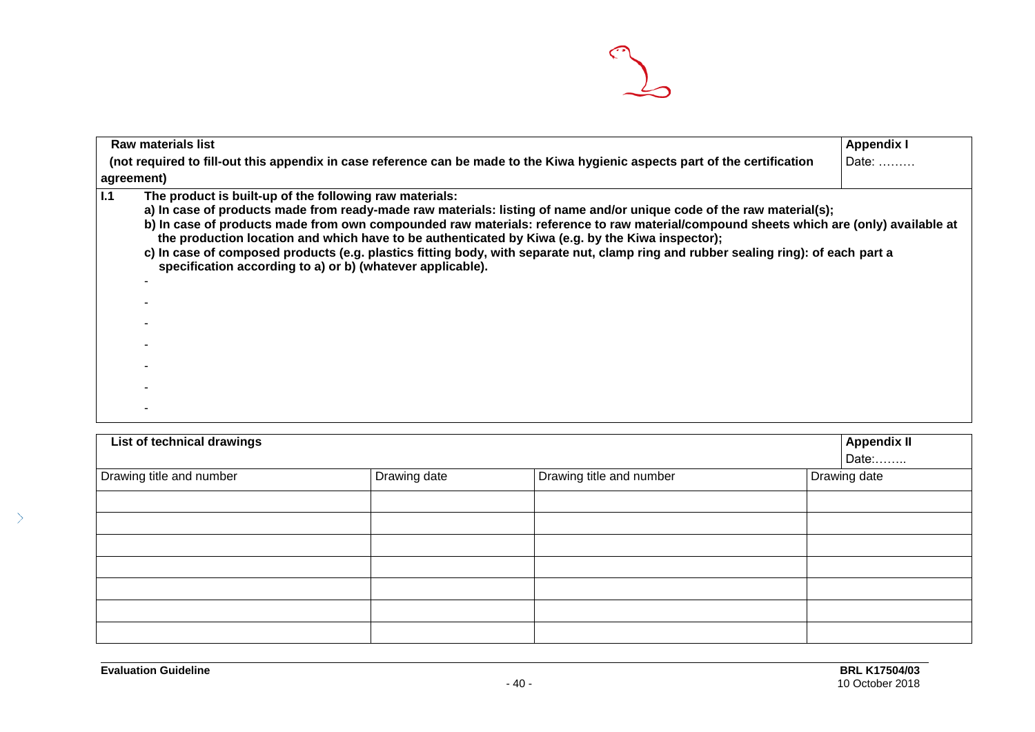| **Raw materials list** <br> **(not required to fill-out this appendix in case reference can be made to the Kiwa hygienic aspects part of the certification agreement)** | **Appendix I** <br> Date: ……… |
|---|---|

**I.1** **The product is built-up of the following raw materials:**

**a) In case of products made from ready-made raw materials: listing of name and/or unique code of the raw material(s);**

**b) In case of products made from own compounded raw materials: reference to raw material/compound sheets which are (only) available at the production location and which have to be authenticated by Kiwa (e.g. by the Kiwa inspector);**

**c) In case of composed products (e.g. plastics fitting body, with separate nut, clamp ring and rubber sealing ring): of each part a specification according to a) or b) (whatever applicable).**

-
-
-
-
-
-
-

| **List of technical drawings** | | | **Appendix II** <br> Date:…….. |
|---|---|---|---|
| Drawing title and number | Drawing date | Drawing title and number | Drawing date |
| | | | |
| | | | |
| | | | |
| | | | |
| | | | |
| | | | |
| | | | |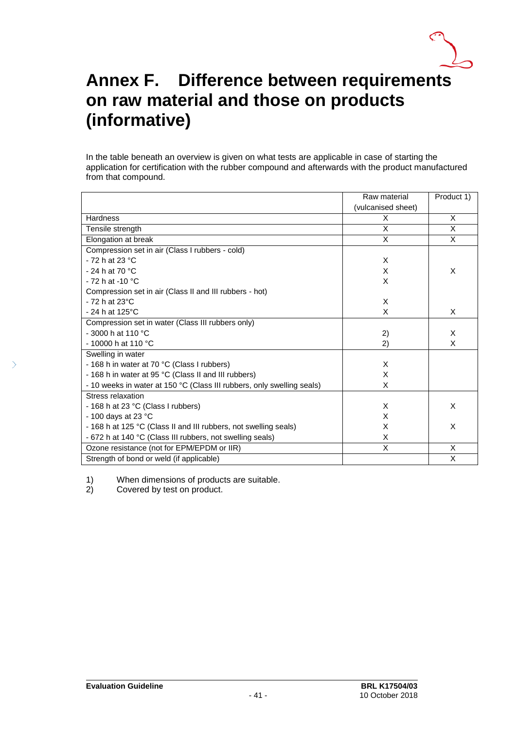# Annex F. Difference between requirements on raw material and those on products (informative)

In the table beneath an overview is given on what tests are applicable in case of starting the application for certification with the rubber compound and afterwards with the product manufactured from that compound.

| | Raw material (vulcanised sheet) | Product 1) |
|---|---|---|
| Hardness | X | X |
| Tensile strength | X | X |
| Elongation at break | X | X |
| Compression set in air (Class I rubbers - cold) | | |
| - 72 h at 23 °C | X | |
| - 24 h at 70 °C | X | X |
| - 72 h at -10 °C | X | |
| Compression set in air (Class II and III rubbers - hot) | | |
| - 72 h at 23°C | X | |
| - 24 h at 125°C | X | X |
| Compression set in water (Class III rubbers only) | | |
| - 3000 h at 110 °C | 2) | X |
| - 10000 h at 110 °C | 2) | X |
| Swelling in water | | |
| - 168 h in water at 70 °C (Class I rubbers) | X | |
| - 168 h in water at 95 °C (Class II and III rubbers) | X | |
| - 10 weeks in water at 150 °C (Class III rubbers, only swelling seals) | X | |
| Stress relaxation | | |
| - 168 h at 23 °C (Class I rubbers) | X | X |
| - 100 days at 23 °C | X | |
| - 168 h at 125 °C (Class II and III rubbers, not swelling seals) | X | X |
| - 672 h at 140 °C (Class III rubbers, not swelling seals) | X | |
| Ozone resistance (not for EPM/EPDM or IIR) | X | X |
| Strength of bond or weld (if applicable) | | X |

1) When dimensions of products are suitable.
2) Covered by test on product.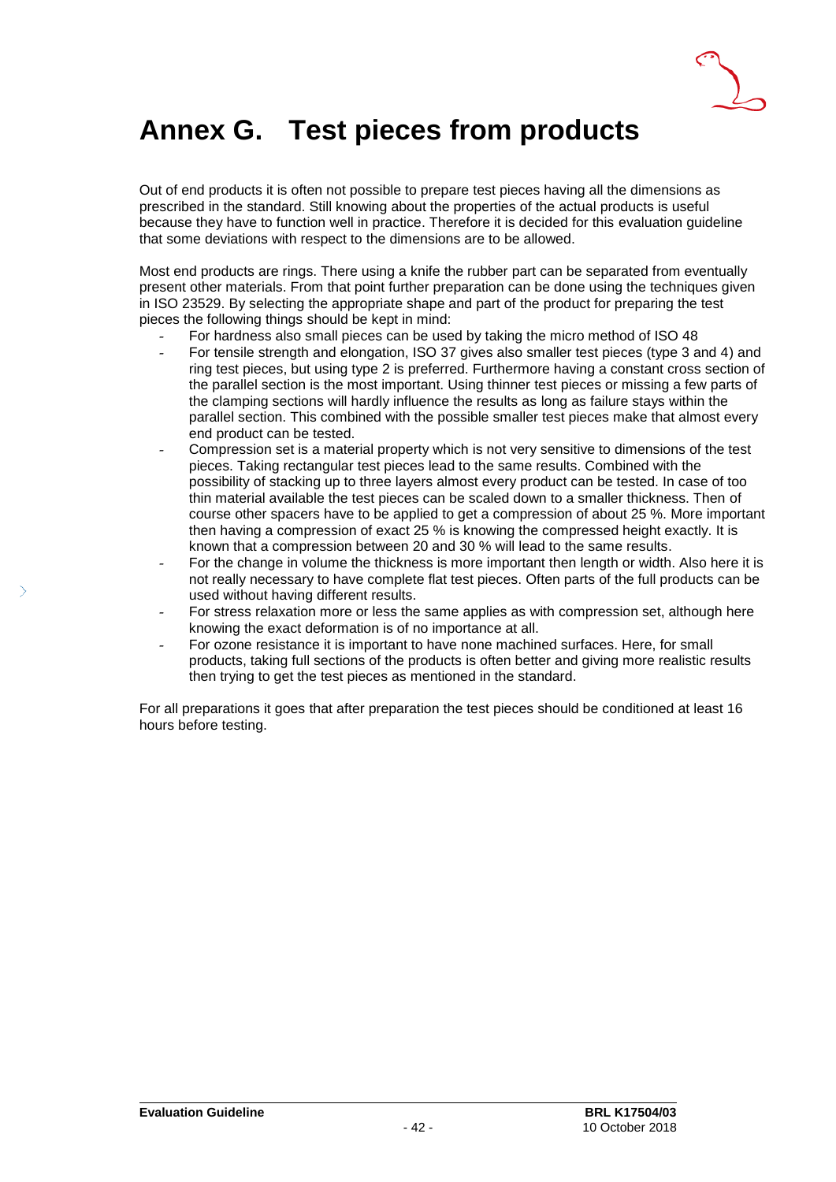# Annex G. Test pieces from products

Out of end products it is often not possible to prepare test pieces having all the dimensions as prescribed in the standard. Still knowing about the properties of the actual products is useful because they have to function well in practice. Therefore it is decided for this evaluation guideline that some deviations with respect to the dimensions are to be allowed.

Most end products are rings. There using a knife the rubber part can be separated from eventually present other materials. From that point further preparation can be done using the techniques given in ISO 23529. By selecting the appropriate shape and part of the product for preparing the test pieces the following things should be kept in mind:

- For hardness also small pieces can be used by taking the micro method of ISO 48
- For tensile strength and elongation, ISO 37 gives also smaller test pieces (type 3 and 4) and ring test pieces, but using type 2 is preferred. Furthermore having a constant cross section of the parallel section is the most important. Using thinner test pieces or missing a few parts of the clamping sections will hardly influence the results as long as failure stays within the parallel section. This combined with the possible smaller test pieces make that almost every end product can be tested.
- Compression set is a material property which is not very sensitive to dimensions of the test pieces. Taking rectangular test pieces lead to the same results. Combined with the possibility of stacking up to three layers almost every product can be tested. In case of too thin material available the test pieces can be scaled down to a smaller thickness. Then of course other spacers have to be applied to get a compression of about 25 %. More important then having a compression of exact 25 % is knowing the compressed height exactly. It is known that a compression between 20 and 30 % will lead to the same results.
- For the change in volume the thickness is more important then length or width. Also here it is not really necessary to have complete flat test pieces. Often parts of the full products can be used without having different results.
- For stress relaxation more or less the same applies as with compression set, although here knowing the exact deformation is of no importance at all.
- For ozone resistance it is important to have none machined surfaces. Here, for small products, taking full sections of the products is often better and giving more realistic results then trying to get the test pieces as mentioned in the standard.

For all preparations it goes that after preparation the test pieces should be conditioned at least 16 hours before testing.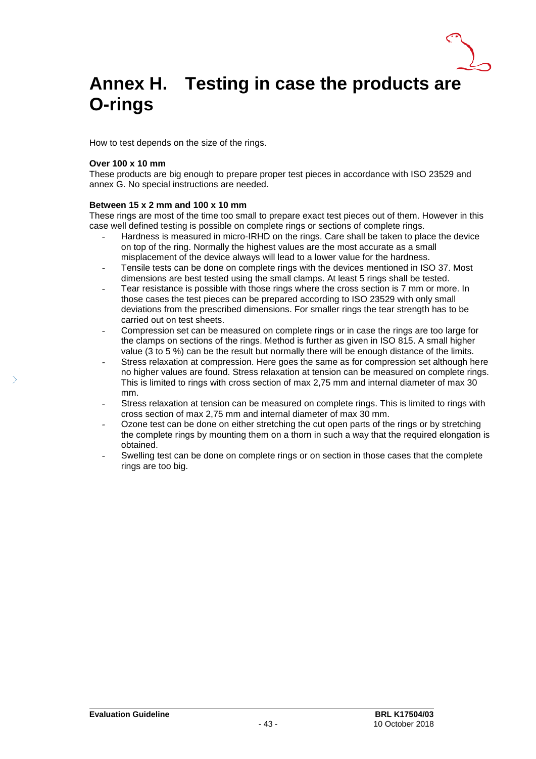# Annex H. Testing in case the products are O-rings

How to test depends on the size of the rings.

**Over 100 x 10 mm**

These products are big enough to prepare proper test pieces in accordance with ISO 23529 and annex G. No special instructions are needed.

**Between 15 x 2 mm and 100 x 10 mm**

These rings are most of the time too small to prepare exact test pieces out of them. However in this case well defined testing is possible on complete rings or sections of complete rings.

- Hardness is measured in micro-IRHD on the rings. Care shall be taken to place the device on top of the ring. Normally the highest values are the most accurate as a small misplacement of the device always will lead to a lower value for the hardness.
- Tensile tests can be done on complete rings with the devices mentioned in ISO 37. Most dimensions are best tested using the small clamps. At least 5 rings shall be tested.
- Tear resistance is possible with those rings where the cross section is 7 mm or more. In those cases the test pieces can be prepared according to ISO 23529 with only small deviations from the prescribed dimensions. For smaller rings the tear strength has to be carried out on test sheets.
- Compression set can be measured on complete rings or in case the rings are too large for the clamps on sections of the rings. Method is further as given in ISO 815. A small higher value (3 to 5 %) can be the result but normally there will be enough distance of the limits.
- Stress relaxation at compression. Here goes the same as for compression set although here no higher values are found. Stress relaxation at tension can be measured on complete rings. This is limited to rings with cross section of max 2,75 mm and internal diameter of max 30 mm.
- Stress relaxation at tension can be measured on complete rings. This is limited to rings with cross section of max 2,75 mm and internal diameter of max 30 mm.
- Ozone test can be done on either stretching the cut open parts of the rings or by stretching the complete rings by mounting them on a thorn in such a way that the required elongation is obtained.
- Swelling test can be done on complete rings or on section in those cases that the complete rings are too big.